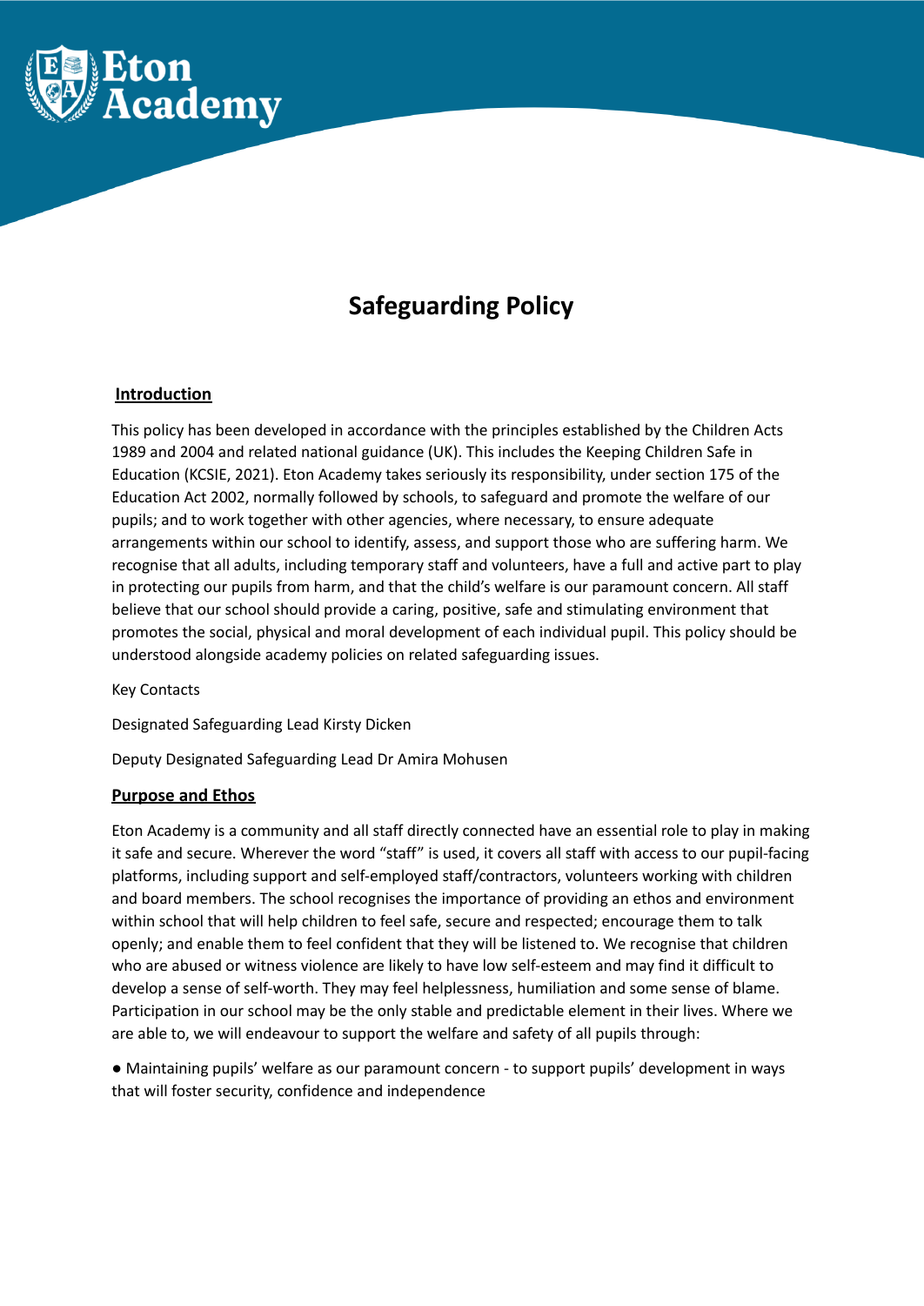# Safeguarding Policy

## Introduction

This policy has been developed in accordance with the principles established by the Children Acts 1989 and 2004 and related national guidance (UK). This includes the Keeping Children Safe in Education (KCSIE, 2021). Eton Academy takes seriously its responsibility, under section 175 of the Education Act 2002, normally followed by schools, to safeguard and promote the welfare of our pupils; and to work together with other agencies, where necessary, to ensure adequate arrangements within our school to identify, assess, and support those who are suffering harm. We recognise that all adults, including temporary staff and volunteers, have a full and active part to play in protecting our pupils from harm, and that the child's welfare is our paramount concern. All staff believe that our school should provide a caring, positive, safe and stimulating environment that promotes the social, physical and moral development of each individual pupil. This policy should be understood alongside academy policies on related safeguarding issues.

Key Contacts

Designated Safeguarding Lead Kirsty Dicken

Deputy Designated Safeguarding Lead Dr Amira Mohusen

## Purpose and Ethos

Eton Academy is a community and all staff directly connected have an essential role to play in making it safe and secure. Wherever the word "staff" is used, it covers all staff with access to our pupil-facing platforms, including support and self-employed staff/contractors, volunteers working with children and board members. The school recognises the importance of providing an ethos and environment within school that will help children to feel safe, secure and respected; encourage them to talk openly; and enable them to feel confident that they will be listened to. We recognise that children who are abused or witness violence are likely to have low self-esteem and may find it difficult to develop a sense of self-worth. They may feel helplessness, humiliation and some sense of blame. Participation in our school may be the only stable and predictable element in their lives. Where we are able to, we will endeavour to support the welfare and safety of all pupils through:

- Maintaining pupils' welfare as our paramount concern - to support pupils' development in ways that will foster security, confidence and independence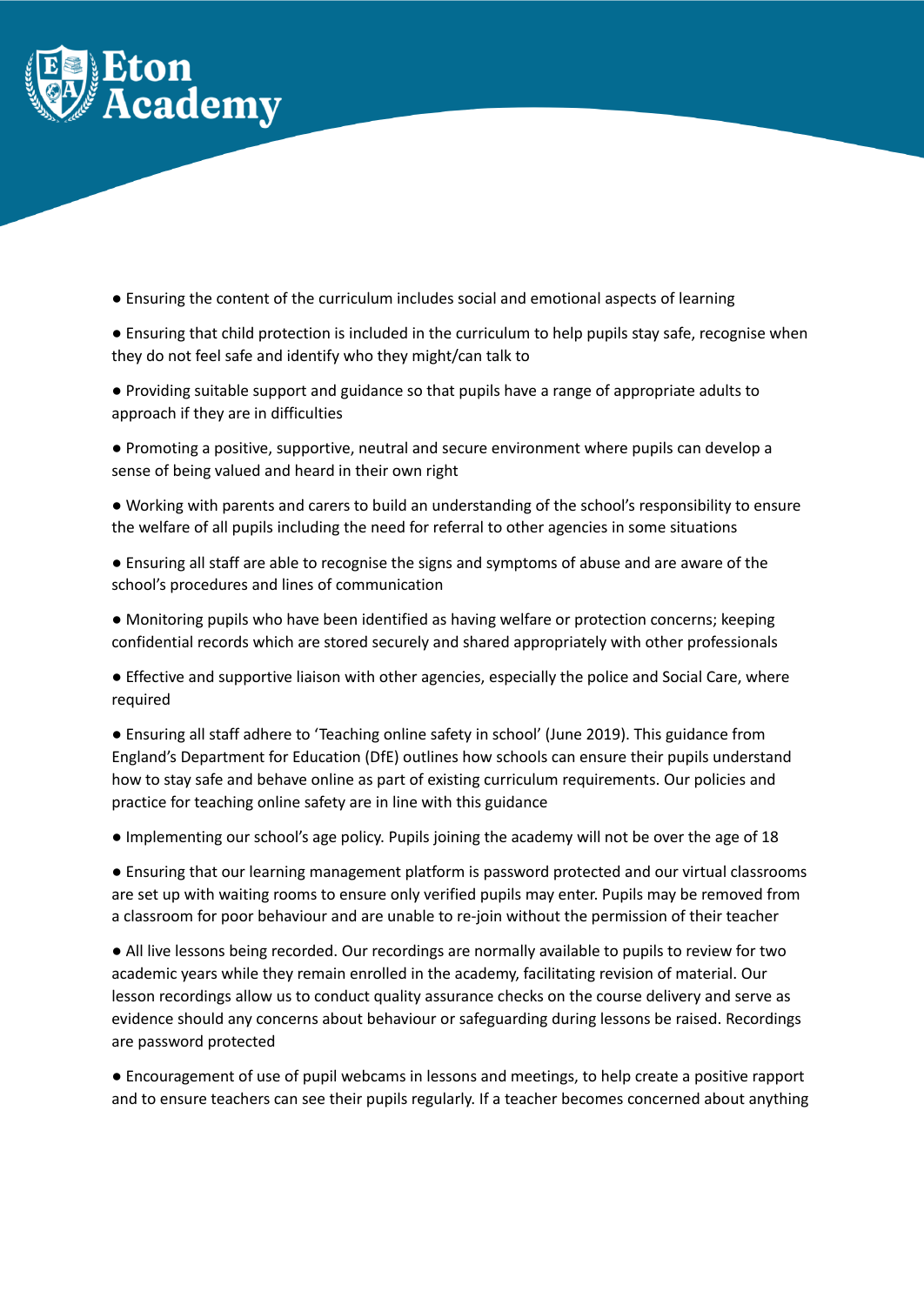- Ensuring the content of the curriculum includes social and emotional aspects of learning

- Ensuring that child protection is included in the curriculum to help pupils stay safe, recognise when they do not feel safe and identify who they might/can talk to

- Providing suitable support and guidance so that pupils have a range of appropriate adults to approach if they are in difficulties

- Promoting a positive, supportive, neutral and secure environment where pupils can develop a sense of being valued and heard in their own right

- Working with parents and carers to build an understanding of the school's responsibility to ensure the welfare of all pupils including the need for referral to other agencies in some situations

- Ensuring all staff are able to recognise the signs and symptoms of abuse and are aware of the school's procedures and lines of communication

- Monitoring pupils who have been identified as having welfare or protection concerns; keeping confidential records which are stored securely and shared appropriately with other professionals

- Effective and supportive liaison with other agencies, especially the police and Social Care, where required

- Ensuring all staff adhere to 'Teaching online safety in school' (June 2019). This guidance from England's Department for Education (DfE) outlines how schools can ensure their pupils understand how to stay safe and behave online as part of existing curriculum requirements. Our policies and practice for teaching online safety are in line with this guidance

- Implementing our school's age policy. Pupils joining the academy will not be over the age of 18

- Ensuring that our learning management platform is password protected and our virtual classrooms are set up with waiting rooms to ensure only verified pupils may enter. Pupils may be removed from a classroom for poor behaviour and are unable to re-join without the permission of their teacher

- All live lessons being recorded. Our recordings are normally available to pupils to review for two academic years while they remain enrolled in the academy, facilitating revision of material. Our lesson recordings allow us to conduct quality assurance checks on the course delivery and serve as evidence should any concerns about behaviour or safeguarding during lessons be raised. Recordings are password protected

- Encouragement of use of pupil webcams in lessons and meetings, to help create a positive rapport and to ensure teachers can see their pupils regularly. If a teacher becomes concerned about anything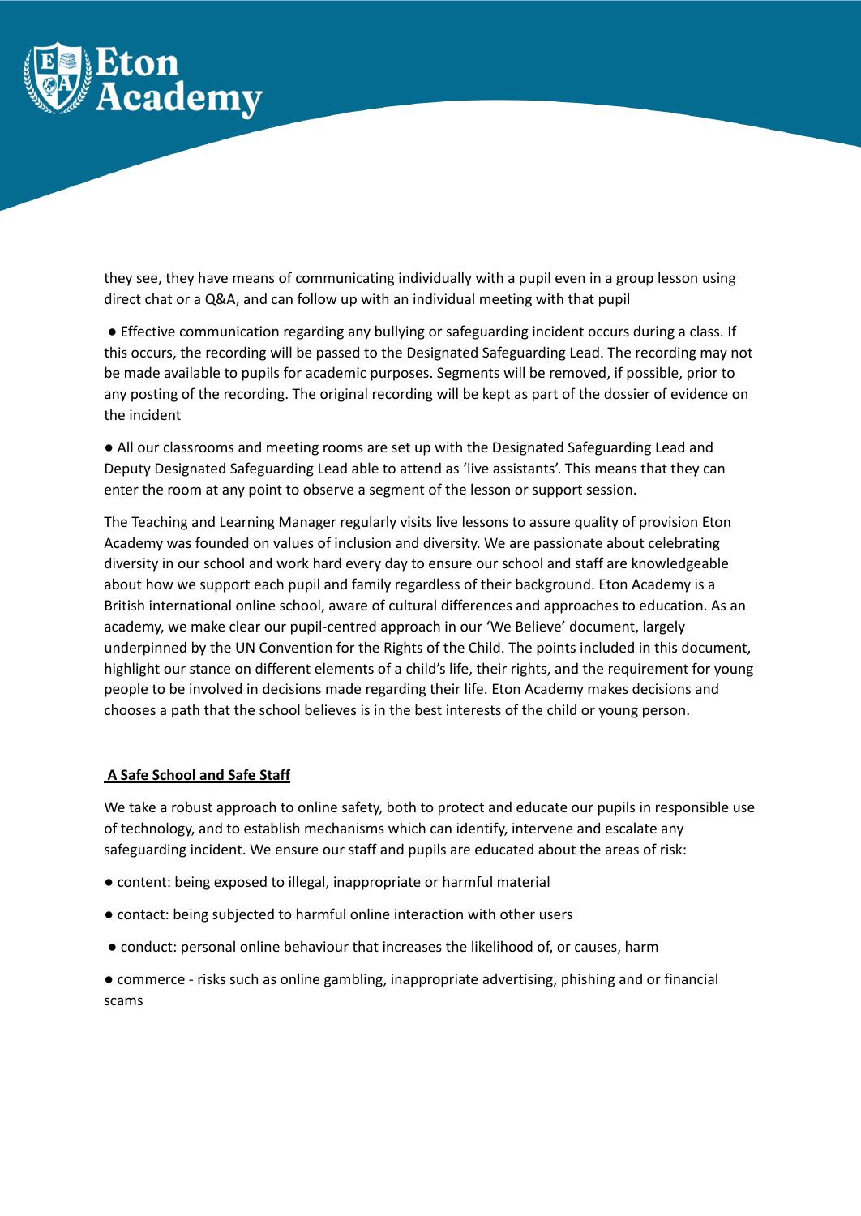they see, they have means of communicating individually with a pupil even in a group lesson using direct chat or a Q&A, and can follow up with an individual meeting with that pupil

- Effective communication regarding any bullying or safeguarding incident occurs during a class. If this occurs, the recording will be passed to the Designated Safeguarding Lead. The recording may not be made available to pupils for academic purposes. Segments will be removed, if possible, prior to any posting of the recording. The original recording will be kept as part of the dossier of evidence on the incident

- All our classrooms and meeting rooms are set up with the Designated Safeguarding Lead and Deputy Designated Safeguarding Lead able to attend as 'live assistants'. This means that they can enter the room at any point to observe a segment of the lesson or support session.

The Teaching and Learning Manager regularly visits live lessons to assure quality of provision Eton Academy was founded on values of inclusion and diversity. We are passionate about celebrating diversity in our school and work hard every day to ensure our school and staff are knowledgeable about how we support each pupil and family regardless of their background. Eton Academy is a British international online school, aware of cultural differences and approaches to education. As an academy, we make clear our pupil-centred approach in our 'We Believe' document, largely underpinned by the UN Convention for the Rights of the Child. The points included in this document, highlight our stance on different elements of a child's life, their rights, and the requirement for young people to be involved in decisions made regarding their life. Eton Academy makes decisions and chooses a path that the school believes is in the best interests of the child or young person.

**A Safe School and Safe Staff**

We take a robust approach to online safety, both to protect and educate our pupils in responsible use of technology, and to establish mechanisms which can identify, intervene and escalate any safeguarding incident. We ensure our staff and pupils are educated about the areas of risk:

- content: being exposed to illegal, inappropriate or harmful material
- contact: being subjected to harmful online interaction with other users
- conduct: personal online behaviour that increases the likelihood of, or causes, harm
- commerce - risks such as online gambling, inappropriate advertising, phishing and or financial scams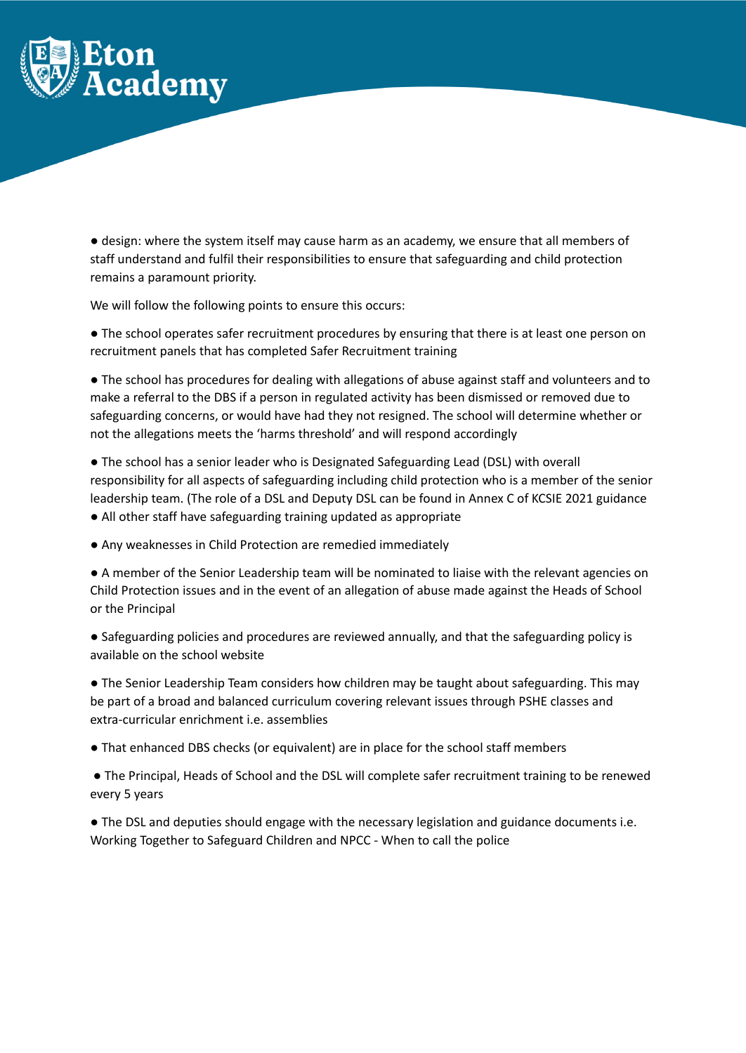- design: where the system itself may cause harm as an academy, we ensure that all members of staff understand and fulfil their responsibilities to ensure that safeguarding and child protection remains a paramount priority.

We will follow the following points to ensure this occurs:

- The school operates safer recruitment procedures by ensuring that there is at least one person on recruitment panels that has completed Safer Recruitment training

- The school has procedures for dealing with allegations of abuse against staff and volunteers and to make a referral to the DBS if a person in regulated activity has been dismissed or removed due to safeguarding concerns, or would have had they not resigned. The school will determine whether or not the allegations meets the 'harms threshold' and will respond accordingly

- The school has a senior leader who is Designated Safeguarding Lead (DSL) with overall responsibility for all aspects of safeguarding including child protection who is a member of the senior leadership team. (The role of a DSL and Deputy DSL can be found in Annex C of KCSIE 2021 guidance
- All other staff have safeguarding training updated as appropriate

- Any weaknesses in Child Protection are remedied immediately

- A member of the Senior Leadership team will be nominated to liaise with the relevant agencies on Child Protection issues and in the event of an allegation of abuse made against the Heads of School or the Principal

- Safeguarding policies and procedures are reviewed annually, and that the safeguarding policy is available on the school website

- The Senior Leadership Team considers how children may be taught about safeguarding. This may be part of a broad and balanced curriculum covering relevant issues through PSHE classes and extra-curricular enrichment i.e. assemblies

- That enhanced DBS checks (or equivalent) are in place for the school staff members

- The Principal, Heads of School and the DSL will complete safer recruitment training to be renewed every 5 years

- The DSL and deputies should engage with the necessary legislation and guidance documents i.e. Working Together to Safeguard Children and NPCC - When to call the police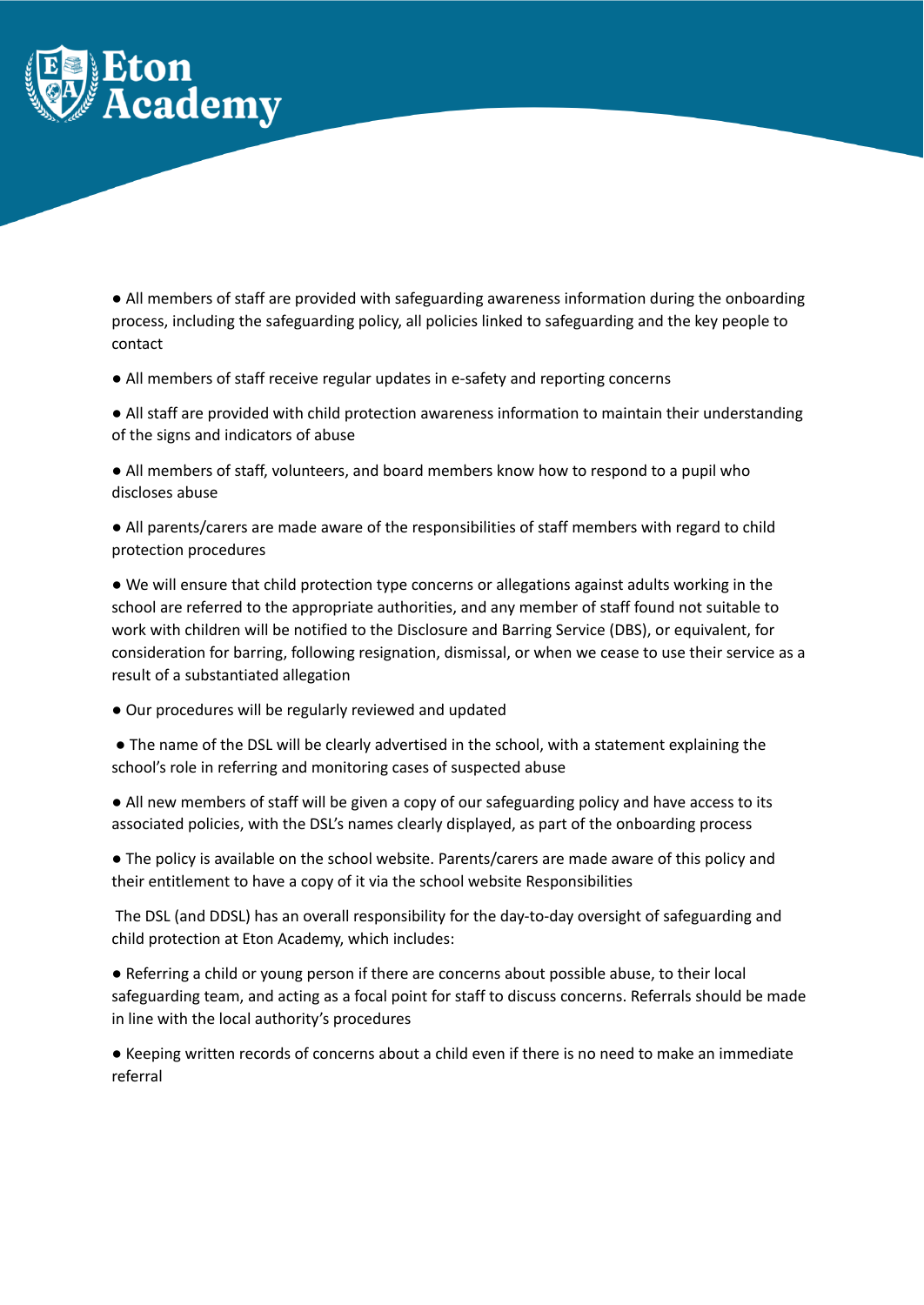- All members of staff are provided with safeguarding awareness information during the onboarding process, including the safeguarding policy, all policies linked to safeguarding and the key people to contact
- All members of staff receive regular updates in e-safety and reporting concerns
- All staff are provided with child protection awareness information to maintain their understanding of the signs and indicators of abuse
- All members of staff, volunteers, and board members know how to respond to a pupil who discloses abuse
- All parents/carers are made aware of the responsibilities of staff members with regard to child protection procedures
- We will ensure that child protection type concerns or allegations against adults working in the school are referred to the appropriate authorities, and any member of staff found not suitable to work with children will be notified to the Disclosure and Barring Service (DBS), or equivalent, for consideration for barring, following resignation, dismissal, or when we cease to use their service as a result of a substantiated allegation
- Our procedures will be regularly reviewed and updated
- The name of the DSL will be clearly advertised in the school, with a statement explaining the school's role in referring and monitoring cases of suspected abuse
- All new members of staff will be given a copy of our safeguarding policy and have access to its associated policies, with the DSL's names clearly displayed, as part of the onboarding process
- The policy is available on the school website. Parents/carers are made aware of this policy and their entitlement to have a copy of it via the school website Responsibilities

The DSL (and DDSL) has an overall responsibility for the day-to-day oversight of safeguarding and child protection at Eton Academy, which includes:

- Referring a child or young person if there are concerns about possible abuse, to their local safeguarding team, and acting as a focal point for staff to discuss concerns. Referrals should be made in line with the local authority's procedures
- Keeping written records of concerns about a child even if there is no need to make an immediate referral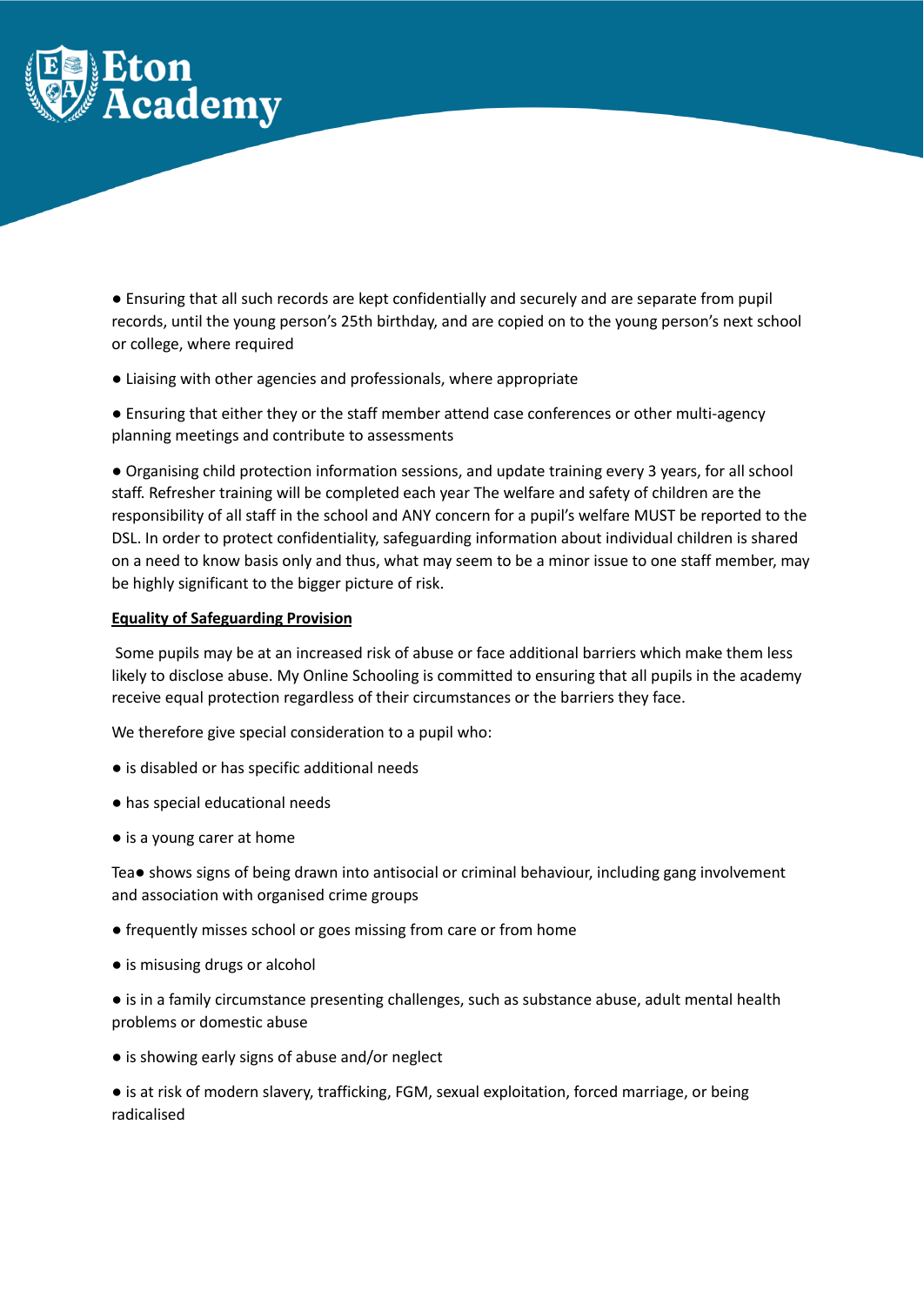● Ensuring that all such records are kept confidentially and securely and are separate from pupil records, until the young person's 25th birthday, and are copied on to the young person's next school or college, where required

● Liaising with other agencies and professionals, where appropriate

● Ensuring that either they or the staff member attend case conferences or other multi-agency planning meetings and contribute to assessments

● Organising child protection information sessions, and update training every 3 years, for all school staff. Refresher training will be completed each year The welfare and safety of children are the responsibility of all staff in the school and ANY concern for a pupil's welfare MUST be reported to the DSL. In order to protect confidentiality, safeguarding information about individual children is shared on a need to know basis only and thus, what may seem to be a minor issue to one staff member, may be highly significant to the bigger picture of risk.

**Equality of Safeguarding Provision**

Some pupils may be at an increased risk of abuse or face additional barriers which make them less likely to disclose abuse. My Online Schooling is committed to ensuring that all pupils in the academy receive equal protection regardless of their circumstances or the barriers they face.

We therefore give special consideration to a pupil who:

● is disabled or has specific additional needs

● has special educational needs

● is a young carer at home

Tea● shows signs of being drawn into antisocial or criminal behaviour, including gang involvement and association with organised crime groups

● frequently misses school or goes missing from care or from home

● is misusing drugs or alcohol

● is in a family circumstance presenting challenges, such as substance abuse, adult mental health problems or domestic abuse

● is showing early signs of abuse and/or neglect

● is at risk of modern slavery, trafficking, FGM, sexual exploitation, forced marriage, or being radicalised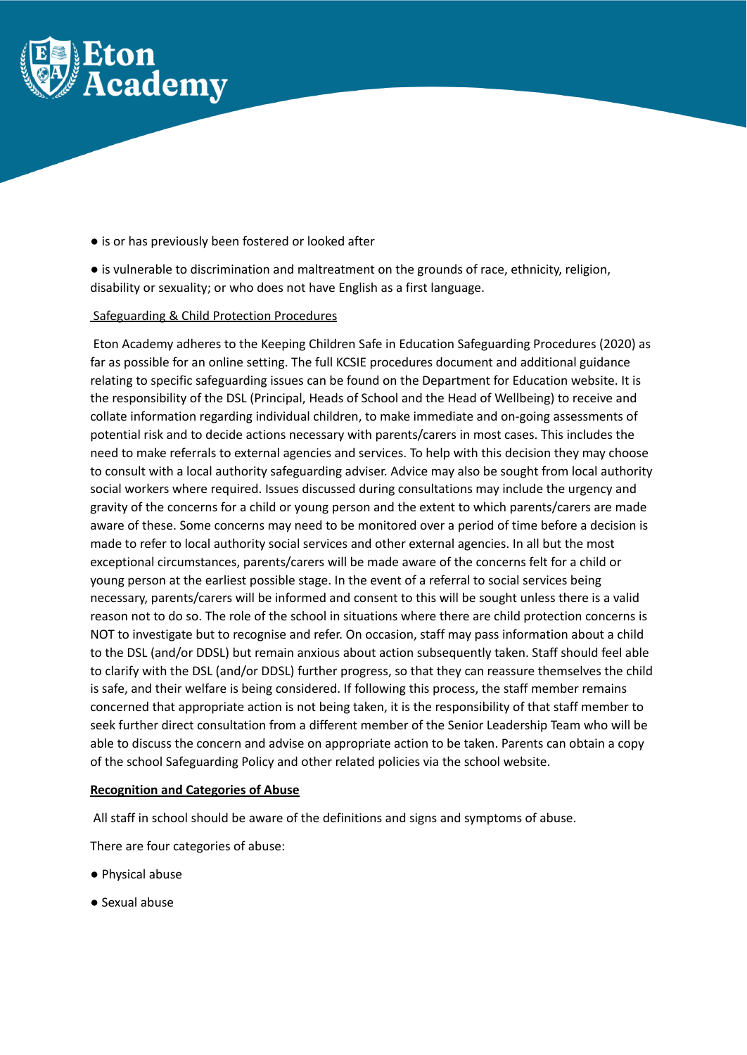● is or has previously been fostered or looked after

● is vulnerable to discrimination and maltreatment on the grounds of race, ethnicity, religion, disability or sexuality; or who does not have English as a first language.

Safeguarding & Child Protection Procedures

Eton Academy adheres to the Keeping Children Safe in Education Safeguarding Procedures (2020) as far as possible for an online setting. The full KCSIE procedures document and additional guidance relating to specific safeguarding issues can be found on the Department for Education website. It is the responsibility of the DSL (Principal, Heads of School and the Head of Wellbeing) to receive and collate information regarding individual children, to make immediate and on-going assessments of potential risk and to decide actions necessary with parents/carers in most cases. This includes the need to make referrals to external agencies and services. To help with this decision they may choose to consult with a local authority safeguarding adviser. Advice may also be sought from local authority social workers where required. Issues discussed during consultations may include the urgency and gravity of the concerns for a child or young person and the extent to which parents/carers are made aware of these. Some concerns may need to be monitored over a period of time before a decision is made to refer to local authority social services and other external agencies. In all but the most exceptional circumstances, parents/carers will be made aware of the concerns felt for a child or young person at the earliest possible stage. In the event of a referral to social services being necessary, parents/carers will be informed and consent to this will be sought unless there is a valid reason not to do so. The role of the school in situations where there are child protection concerns is NOT to investigate but to recognise and refer. On occasion, staff may pass information about a child to the DSL (and/or DDSL) but remain anxious about action subsequently taken. Staff should feel able to clarify with the DSL (and/or DDSL) further progress, so that they can reassure themselves the child is safe, and their welfare is being considered. If following this process, the staff member remains concerned that appropriate action is not being taken, it is the responsibility of that staff member to seek further direct consultation from a different member of the Senior Leadership Team who will be able to discuss the concern and advise on appropriate action to be taken. Parents can obtain a copy of the school Safeguarding Policy and other related policies via the school website.

**Recognition and Categories of Abuse**

All staff in school should be aware of the definitions and signs and symptoms of abuse.

There are four categories of abuse:

● Physical abuse

● Sexual abuse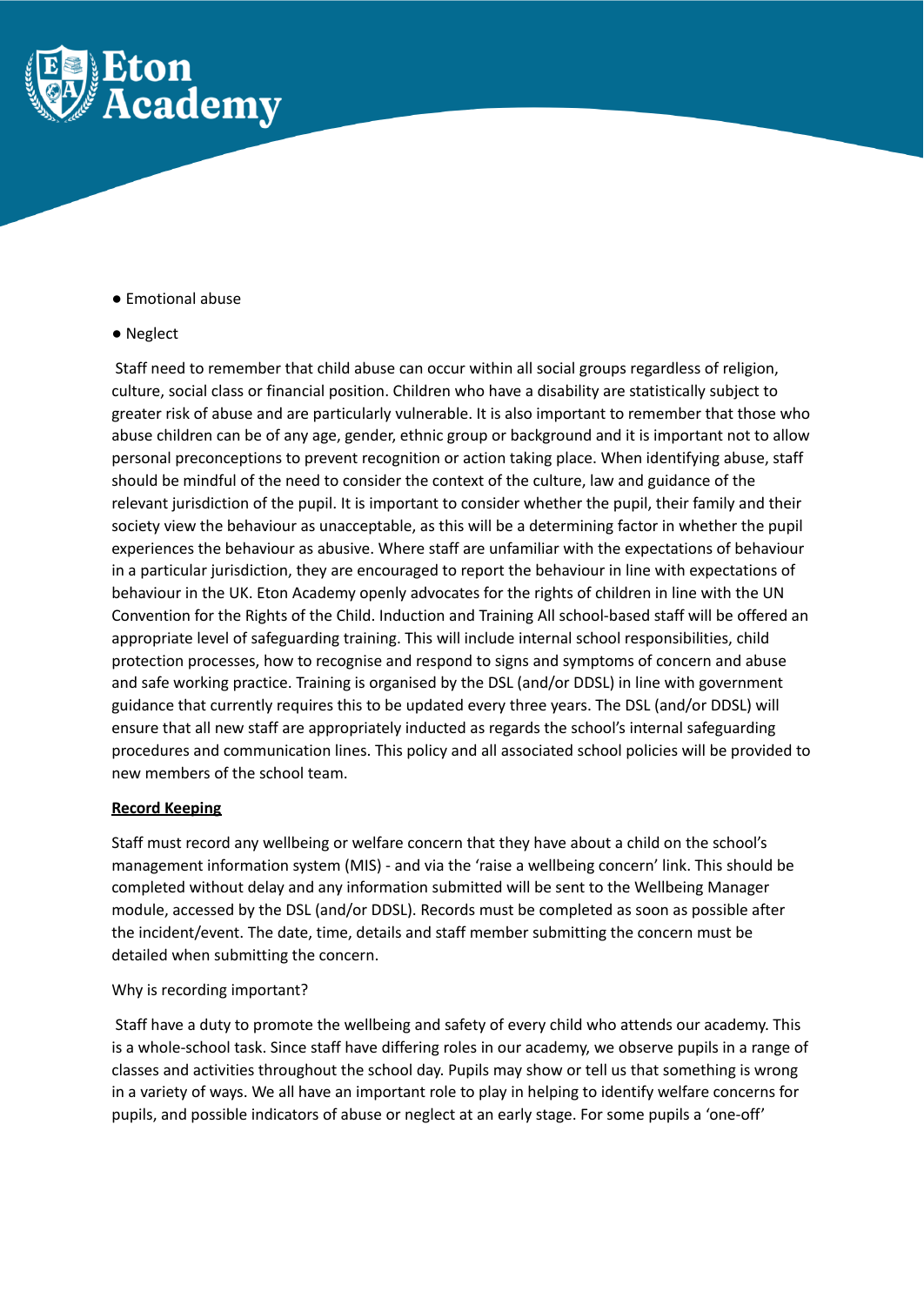- Emotional abuse
- Neglect

Staff need to remember that child abuse can occur within all social groups regardless of religion, culture, social class or financial position. Children who have a disability are statistically subject to greater risk of abuse and are particularly vulnerable. It is also important to remember that those who abuse children can be of any age, gender, ethnic group or background and it is important not to allow personal preconceptions to prevent recognition or action taking place. When identifying abuse, staff should be mindful of the need to consider the context of the culture, law and guidance of the relevant jurisdiction of the pupil. It is important to consider whether the pupil, their family and their society view the behaviour as unacceptable, as this will be a determining factor in whether the pupil experiences the behaviour as abusive. Where staff are unfamiliar with the expectations of behaviour in a particular jurisdiction, they are encouraged to report the behaviour in line with expectations of behaviour in the UK. Eton Academy openly advocates for the rights of children in line with the UN Convention for the Rights of the Child. Induction and Training All school-based staff will be offered an appropriate level of safeguarding training. This will include internal school responsibilities, child protection processes, how to recognise and respond to signs and symptoms of concern and abuse and safe working practice. Training is organised by the DSL (and/or DDSL) in line with government guidance that currently requires this to be updated every three years. The DSL (and/or DDSL) will ensure that all new staff are appropriately inducted as regards the school's internal safeguarding procedures and communication lines. This policy and all associated school policies will be provided to new members of the school team.

**Record Keeping**

Staff must record any wellbeing or welfare concern that they have about a child on the school's management information system (MIS) - and via the 'raise a wellbeing concern' link. This should be completed without delay and any information submitted will be sent to the Wellbeing Manager module, accessed by the DSL (and/or DDSL). Records must be completed as soon as possible after the incident/event. The date, time, details and staff member submitting the concern must be detailed when submitting the concern.

Why is recording important?

Staff have a duty to promote the wellbeing and safety of every child who attends our academy. This is a whole-school task. Since staff have differing roles in our academy, we observe pupils in a range of classes and activities throughout the school day. Pupils may show or tell us that something is wrong in a variety of ways. We all have an important role to play in helping to identify welfare concerns for pupils, and possible indicators of abuse or neglect at an early stage. For some pupils a 'one-off'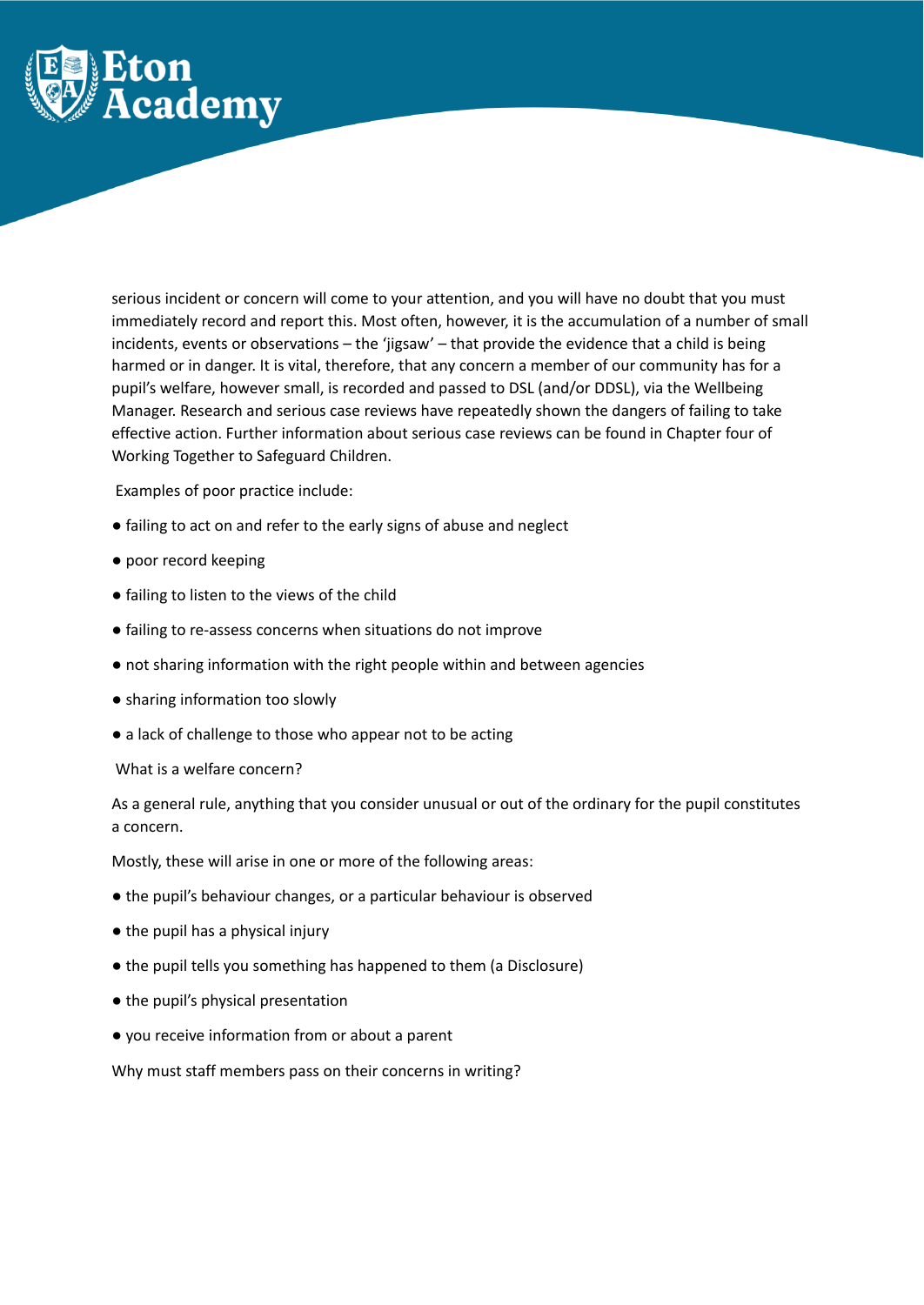serious incident or concern will come to your attention, and you will have no doubt that you must immediately record and report this. Most often, however, it is the accumulation of a number of small incidents, events or observations – the 'jigsaw' – that provide the evidence that a child is being harmed or in danger. It is vital, therefore, that any concern a member of our community has for a pupil's welfare, however small, is recorded and passed to DSL (and/or DDSL), via the Wellbeing Manager. Research and serious case reviews have repeatedly shown the dangers of failing to take effective action. Further information about serious case reviews can be found in Chapter four of Working Together to Safeguard Children.

Examples of poor practice include:

- failing to act on and refer to the early signs of abuse and neglect
- poor record keeping
- failing to listen to the views of the child
- failing to re-assess concerns when situations do not improve
- not sharing information with the right people within and between agencies
- sharing information too slowly
- a lack of challenge to those who appear not to be acting

What is a welfare concern?

As a general rule, anything that you consider unusual or out of the ordinary for the pupil constitutes a concern.

Mostly, these will arise in one or more of the following areas:

- the pupil's behaviour changes, or a particular behaviour is observed
- the pupil has a physical injury
- the pupil tells you something has happened to them (a Disclosure)
- the pupil's physical presentation
- you receive information from or about a parent

Why must staff members pass on their concerns in writing?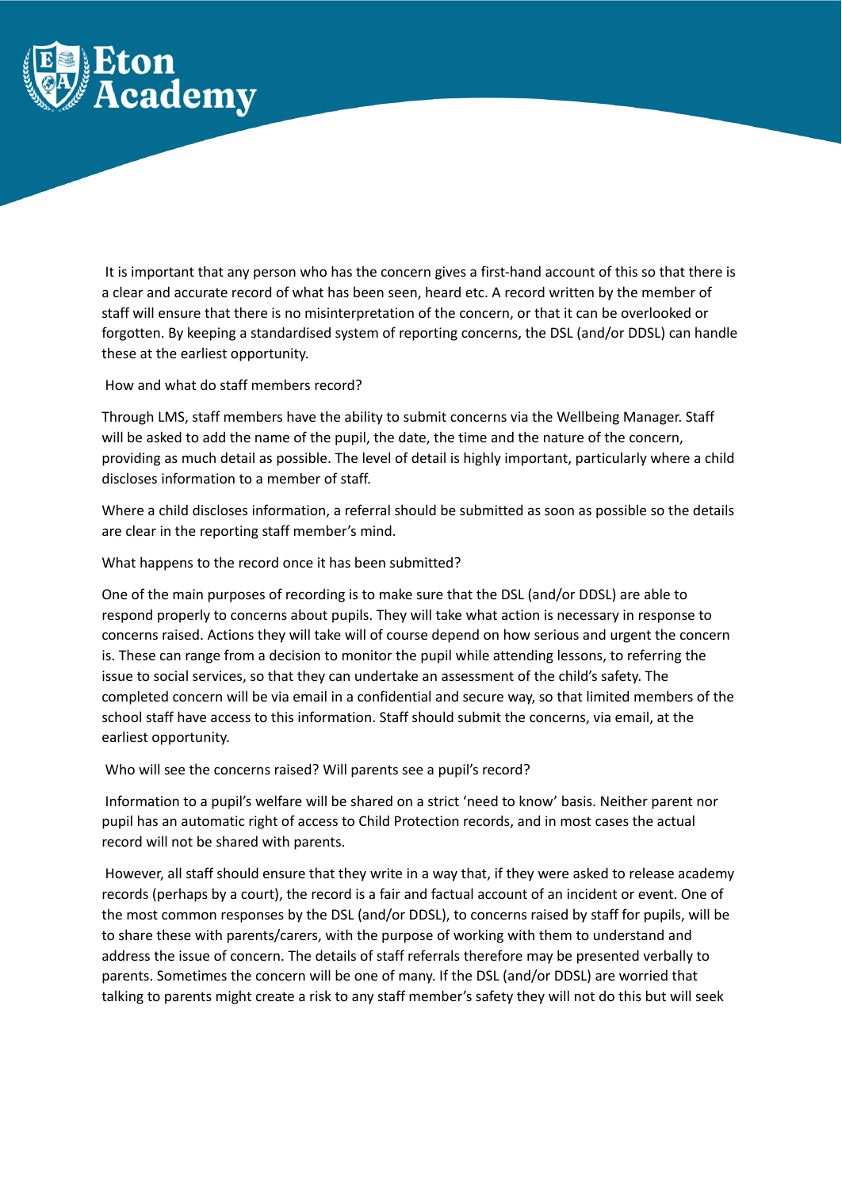It is important that any person who has the concern gives a first-hand account of this so that there is a clear and accurate record of what has been seen, heard etc. A record written by the member of staff will ensure that there is no misinterpretation of the concern, or that it can be overlooked or forgotten. By keeping a standardised system of reporting concerns, the DSL (and/or DDSL) can handle these at the earliest opportunity.

How and what do staff members record?

Through LMS, staff members have the ability to submit concerns via the Wellbeing Manager. Staff will be asked to add the name of the pupil, the date, the time and the nature of the concern, providing as much detail as possible. The level of detail is highly important, particularly where a child discloses information to a member of staff.

Where a child discloses information, a referral should be submitted as soon as possible so the details are clear in the reporting staff member's mind.

What happens to the record once it has been submitted?

One of the main purposes of recording is to make sure that the DSL (and/or DDSL) are able to respond properly to concerns about pupils. They will take what action is necessary in response to concerns raised. Actions they will take will of course depend on how serious and urgent the concern is. These can range from a decision to monitor the pupil while attending lessons, to referring the issue to social services, so that they can undertake an assessment of the child's safety. The completed concern will be via email in a confidential and secure way, so that limited members of the school staff have access to this information. Staff should submit the concerns, via email, at the earliest opportunity.

Who will see the concerns raised? Will parents see a pupil's record?

Information to a pupil's welfare will be shared on a strict 'need to know' basis. Neither parent nor pupil has an automatic right of access to Child Protection records, and in most cases the actual record will not be shared with parents.

However, all staff should ensure that they write in a way that, if they were asked to release academy records (perhaps by a court), the record is a fair and factual account of an incident or event. One of the most common responses by the DSL (and/or DDSL), to concerns raised by staff for pupils, will be to share these with parents/carers, with the purpose of working with them to understand and address the issue of concern. The details of staff referrals therefore may be presented verbally to parents. Sometimes the concern will be one of many. If the DSL (and/or DDSL) are worried that talking to parents might create a risk to any staff member's safety they will not do this but will seek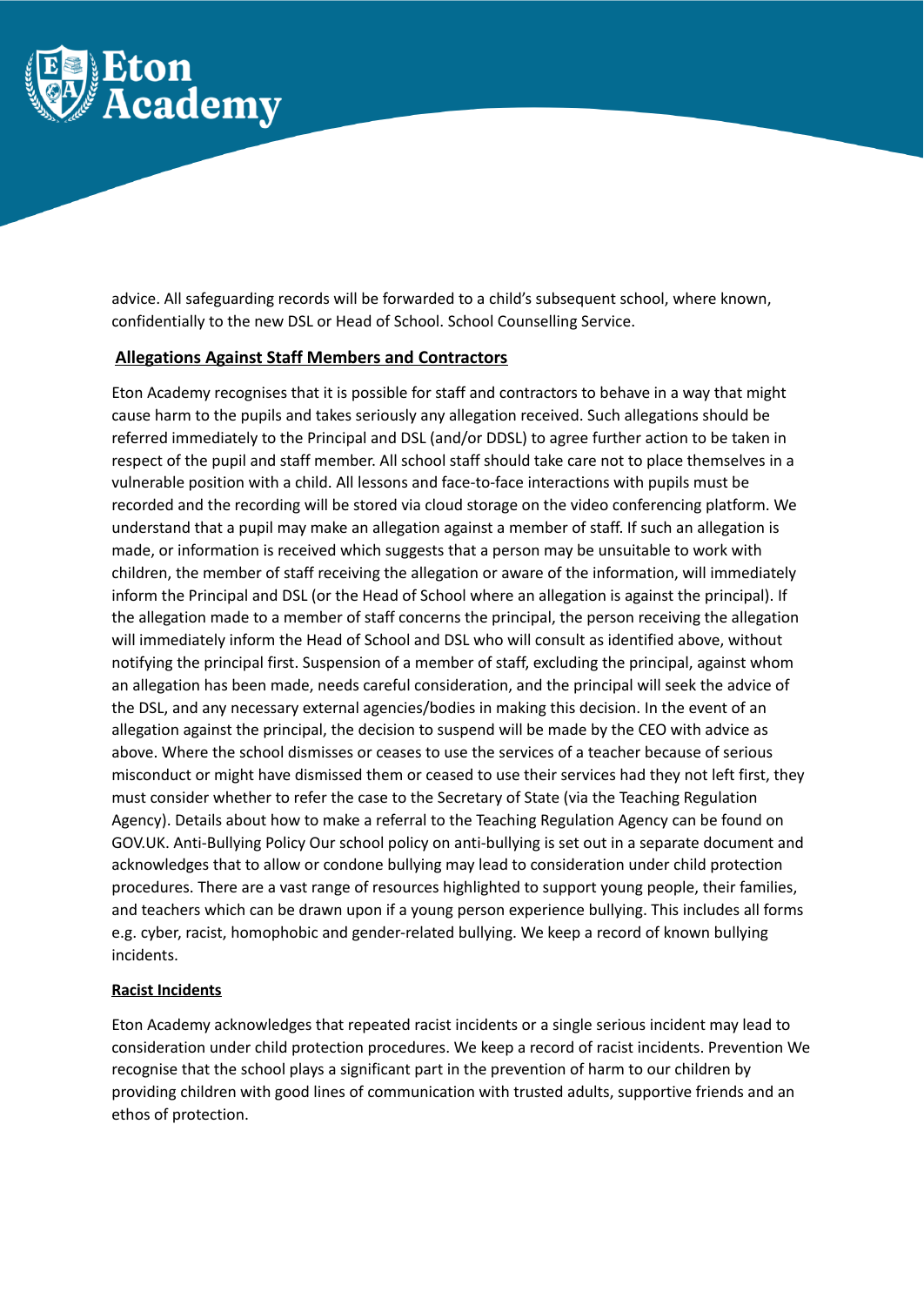advice. All safeguarding records will be forwarded to a child's subsequent school, where known, confidentially to the new DSL or Head of School. School Counselling Service.

## Allegations Against Staff Members and Contractors

Eton Academy recognises that it is possible for staff and contractors to behave in a way that might cause harm to the pupils and takes seriously any allegation received. Such allegations should be referred immediately to the Principal and DSL (and/or DDSL) to agree further action to be taken in respect of the pupil and staff member. All school staff should take care not to place themselves in a vulnerable position with a child. All lessons and face-to-face interactions with pupils must be recorded and the recording will be stored via cloud storage on the video conferencing platform. We understand that a pupil may make an allegation against a member of staff. If such an allegation is made, or information is received which suggests that a person may be unsuitable to work with children, the member of staff receiving the allegation or aware of the information, will immediately inform the Principal and DSL (or the Head of School where an allegation is against the principal). If the allegation made to a member of staff concerns the principal, the person receiving the allegation will immediately inform the Head of School and DSL who will consult as identified above, without notifying the principal first. Suspension of a member of staff, excluding the principal, against whom an allegation has been made, needs careful consideration, and the principal will seek the advice of the DSL, and any necessary external agencies/bodies in making this decision. In the event of an allegation against the principal, the decision to suspend will be made by the CEO with advice as above. Where the school dismisses or ceases to use the services of a teacher because of serious misconduct or might have dismissed them or ceased to use their services had they not left first, they must consider whether to refer the case to the Secretary of State (via the Teaching Regulation Agency). Details about how to make a referral to the Teaching Regulation Agency can be found on GOV.UK. Anti-Bullying Policy Our school policy on anti-bullying is set out in a separate document and acknowledges that to allow or condone bullying may lead to consideration under child protection procedures. There are a vast range of resources highlighted to support young people, their families, and teachers which can be drawn upon if a young person experience bullying. This includes all forms e.g. cyber, racist, homophobic and gender-related bullying. We keep a record of known bullying incidents.

### Racist Incidents

Eton Academy acknowledges that repeated racist incidents or a single serious incident may lead to consideration under child protection procedures. We keep a record of racist incidents. Prevention We recognise that the school plays a significant part in the prevention of harm to our children by providing children with good lines of communication with trusted adults, supportive friends and an ethos of protection.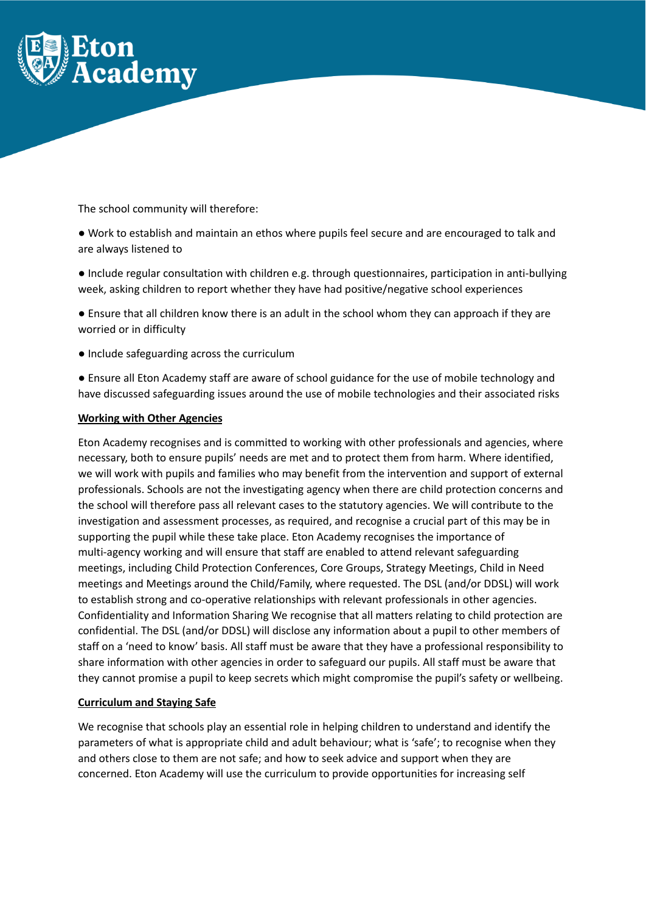The school community will therefore:

● Work to establish and maintain an ethos where pupils feel secure and are encouraged to talk and are always listened to

● Include regular consultation with children e.g. through questionnaires, participation in anti-bullying week, asking children to report whether they have had positive/negative school experiences

● Ensure that all children know there is an adult in the school whom they can approach if they are worried or in difficulty

● Include safeguarding across the curriculum

● Ensure all Eton Academy staff are aware of school guidance for the use of mobile technology and have discussed safeguarding issues around the use of mobile technologies and their associated risks

**Working with Other Agencies**

Eton Academy recognises and is committed to working with other professionals and agencies, where necessary, both to ensure pupils' needs are met and to protect them from harm. Where identified, we will work with pupils and families who may benefit from the intervention and support of external professionals. Schools are not the investigating agency when there are child protection concerns and the school will therefore pass all relevant cases to the statutory agencies. We will contribute to the investigation and assessment processes, as required, and recognise a crucial part of this may be in supporting the pupil while these take place. Eton Academy recognises the importance of multi-agency working and will ensure that staff are enabled to attend relevant safeguarding meetings, including Child Protection Conferences, Core Groups, Strategy Meetings, Child in Need meetings and Meetings around the Child/Family, where requested. The DSL (and/or DDSL) will work to establish strong and co-operative relationships with relevant professionals in other agencies. Confidentiality and Information Sharing We recognise that all matters relating to child protection are confidential. The DSL (and/or DDSL) will disclose any information about a pupil to other members of staff on a 'need to know' basis. All staff must be aware that they have a professional responsibility to share information with other agencies in order to safeguard our pupils. All staff must be aware that they cannot promise a pupil to keep secrets which might compromise the pupil's safety or wellbeing.

**Curriculum and Staying Safe**

We recognise that schools play an essential role in helping children to understand and identify the parameters of what is appropriate child and adult behaviour; what is 'safe'; to recognise when they and others close to them are not safe; and how to seek advice and support when they are concerned. Eton Academy will use the curriculum to provide opportunities for increasing self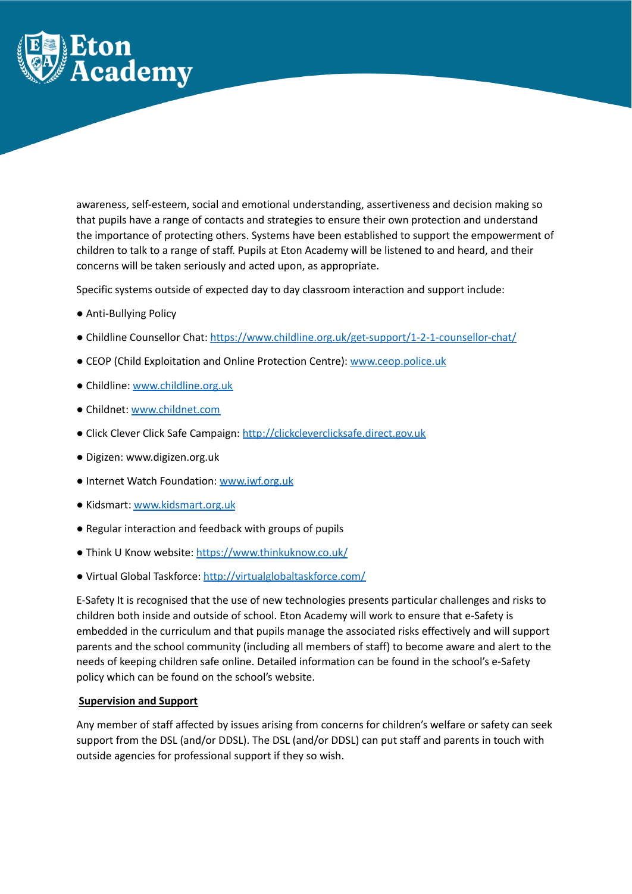awareness, self-esteem, social and emotional understanding, assertiveness and decision making so that pupils have a range of contacts and strategies to ensure their own protection and understand the importance of protecting others. Systems have been established to support the empowerment of children to talk to a range of staff. Pupils at Eton Academy will be listened to and heard, and their concerns will be taken seriously and acted upon, as appropriate.

Specific systems outside of expected day to day classroom interaction and support include:

- Anti-Bullying Policy
- Childline Counsellor Chat: [https://www.childline.org.uk/get-support/1-2-1-counsellor-chat/](https://www.childline.org.uk/get-support/1-2-1-counsellor-chat/)
- CEOP (Child Exploitation and Online Protection Centre): [www.ceop.police.uk](http://www.ceop.police.uk)
- Childline: [www.childline.org.uk](http://www.childline.org.uk)
- Childnet: [www.childnet.com](http://www.childnet.com)
- Click Clever Click Safe Campaign: [http://clickcleverclicksafe.direct.gov.uk](http://clickcleverclicksafe.direct.gov.uk)
- Digizen: www.digizen.org.uk
- Internet Watch Foundation: [www.iwf.org.uk](http://www.iwf.org.uk)
- Kidsmart: [www.kidsmart.org.uk](http://www.kidsmart.org.uk)
- Regular interaction and feedback with groups of pupils
- Think U Know website: [https://www.thinkuknow.co.uk/](https://www.thinkuknow.co.uk/)
- Virtual Global Taskforce: [http://virtualglobaltaskforce.com/](http://virtualglobaltaskforce.com/)

E-Safety It is recognised that the use of new technologies presents particular challenges and risks to children both inside and outside of school. Eton Academy will work to ensure that e-Safety is embedded in the curriculum and that pupils manage the associated risks effectively and will support parents and the school community (including all members of staff) to become aware and alert to the needs of keeping children safe online. Detailed information can be found in the school's e-Safety policy which can be found on the school's website.

**Supervision and Support**

Any member of staff affected by issues arising from concerns for children's welfare or safety can seek support from the DSL (and/or DDSL). The DSL (and/or DDSL) can put staff and parents in touch with outside agencies for professional support if they so wish.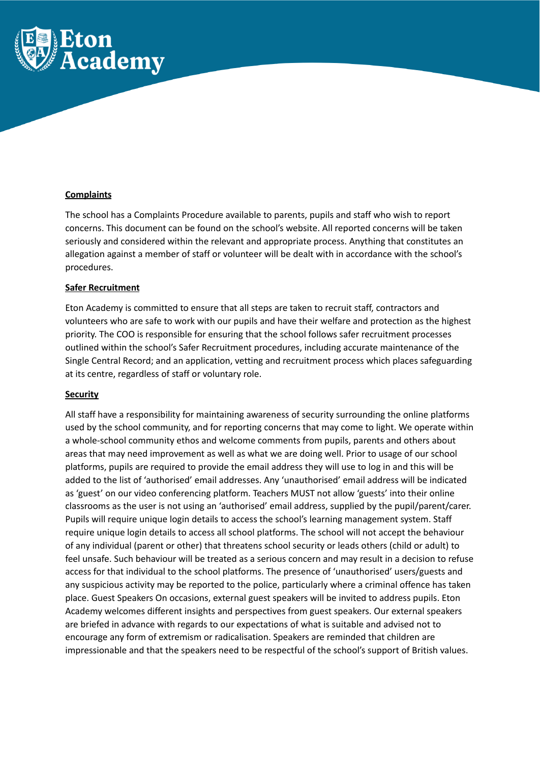**Complaints**

The school has a Complaints Procedure available to parents, pupils and staff who wish to report concerns. This document can be found on the school's website. All reported concerns will be taken seriously and considered within the relevant and appropriate process. Anything that constitutes an allegation against a member of staff or volunteer will be dealt with in accordance with the school's procedures.

**Safer Recruitment**

Eton Academy is committed to ensure that all steps are taken to recruit staff, contractors and volunteers who are safe to work with our pupils and have their welfare and protection as the highest priority. The COO is responsible for ensuring that the school follows safer recruitment processes outlined within the school's Safer Recruitment procedures, including accurate maintenance of the Single Central Record; and an application, vetting and recruitment process which places safeguarding at its centre, regardless of staff or voluntary role.

**Security**

All staff have a responsibility for maintaining awareness of security surrounding the online platforms used by the school community, and for reporting concerns that may come to light. We operate within a whole-school community ethos and welcome comments from pupils, parents and others about areas that may need improvement as well as what we are doing well. Prior to usage of our school platforms, pupils are required to provide the email address they will use to log in and this will be added to the list of 'authorised' email addresses. Any 'unauthorised' email address will be indicated as 'guest' on our video conferencing platform. Teachers MUST not allow 'guests' into their online classrooms as the user is not using an 'authorised' email address, supplied by the pupil/parent/carer. Pupils will require unique login details to access the school's learning management system. Staff require unique login details to access all school platforms. The school will not accept the behaviour of any individual (parent or other) that threatens school security or leads others (child or adult) to feel unsafe. Such behaviour will be treated as a serious concern and may result in a decision to refuse access for that individual to the school platforms. The presence of 'unauthorised' users/guests and any suspicious activity may be reported to the police, particularly where a criminal offence has taken place. Guest Speakers On occasions, external guest speakers will be invited to address pupils. Eton Academy welcomes different insights and perspectives from guest speakers. Our external speakers are briefed in advance with regards to our expectations of what is suitable and advised not to encourage any form of extremism or radicalisation. Speakers are reminded that children are impressionable and that the speakers need to be respectful of the school's support of British values.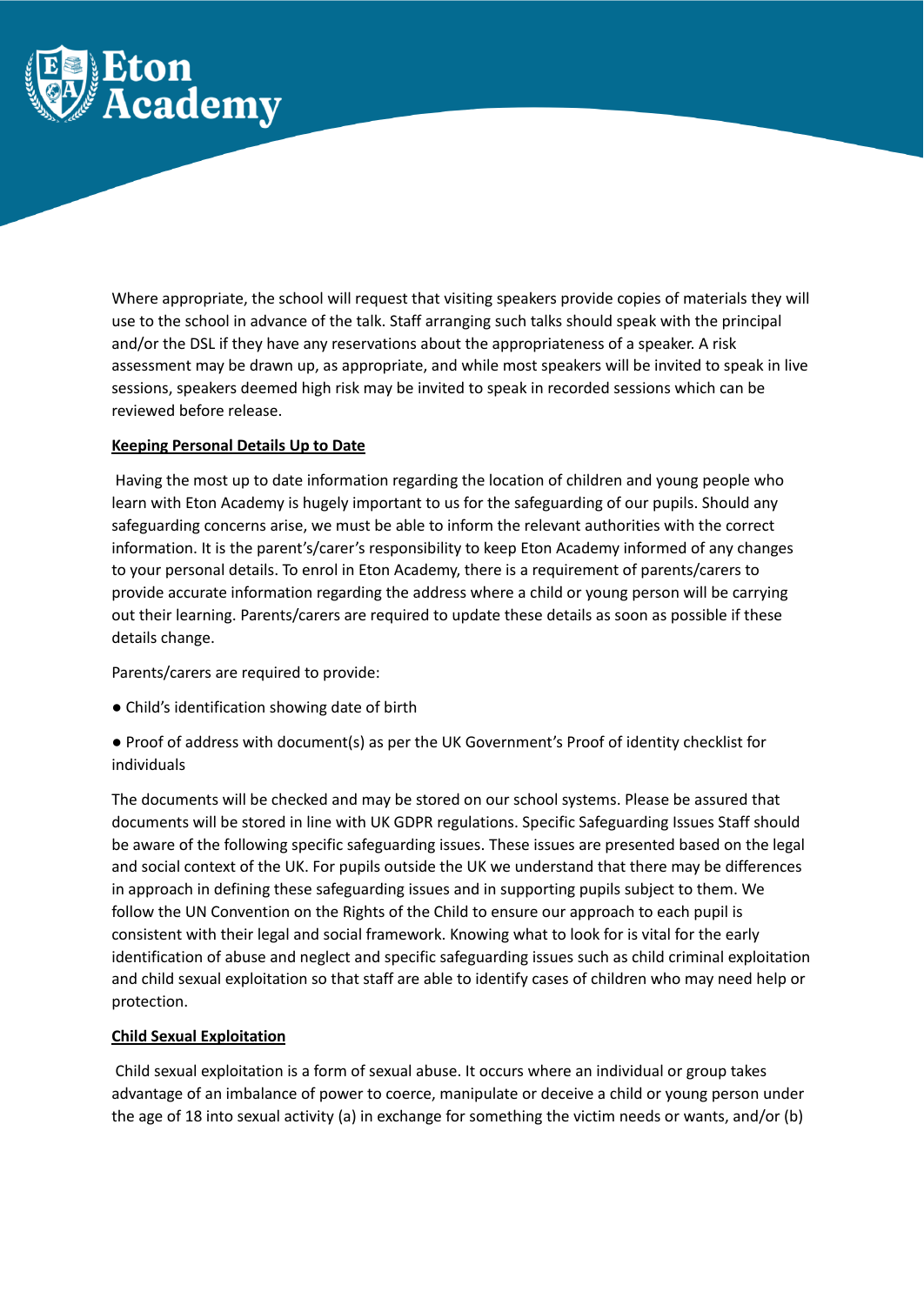Where appropriate, the school will request that visiting speakers provide copies of materials they will use to the school in advance of the talk. Staff arranging such talks should speak with the principal and/or the DSL if they have any reservations about the appropriateness of a speaker. A risk assessment may be drawn up, as appropriate, and while most speakers will be invited to speak in live sessions, speakers deemed high risk may be invited to speak in recorded sessions which can be reviewed before release.

**Keeping Personal Details Up to Date**

Having the most up to date information regarding the location of children and young people who learn with Eton Academy is hugely important to us for the safeguarding of our pupils. Should any safeguarding concerns arise, we must be able to inform the relevant authorities with the correct information. It is the parent's/carer's responsibility to keep Eton Academy informed of any changes to your personal details. To enrol in Eton Academy, there is a requirement of parents/carers to provide accurate information regarding the address where a child or young person will be carrying out their learning. Parents/carers are required to update these details as soon as possible if these details change.

Parents/carers are required to provide:

- Child's identification showing date of birth
- Proof of address with document(s) as per the UK Government's Proof of identity checklist for individuals

The documents will be checked and may be stored on our school systems. Please be assured that documents will be stored in line with UK GDPR regulations. Specific Safeguarding Issues Staff should be aware of the following specific safeguarding issues. These issues are presented based on the legal and social context of the UK. For pupils outside the UK we understand that there may be differences in approach in defining these safeguarding issues and in supporting pupils subject to them. We follow the UN Convention on the Rights of the Child to ensure our approach to each pupil is consistent with their legal and social framework. Knowing what to look for is vital for the early identification of abuse and neglect and specific safeguarding issues such as child criminal exploitation and child sexual exploitation so that staff are able to identify cases of children who may need help or protection.

**Child Sexual Exploitation**

Child sexual exploitation is a form of sexual abuse. It occurs where an individual or group takes advantage of an imbalance of power to coerce, manipulate or deceive a child or young person under the age of 18 into sexual activity (a) in exchange for something the victim needs or wants, and/or (b)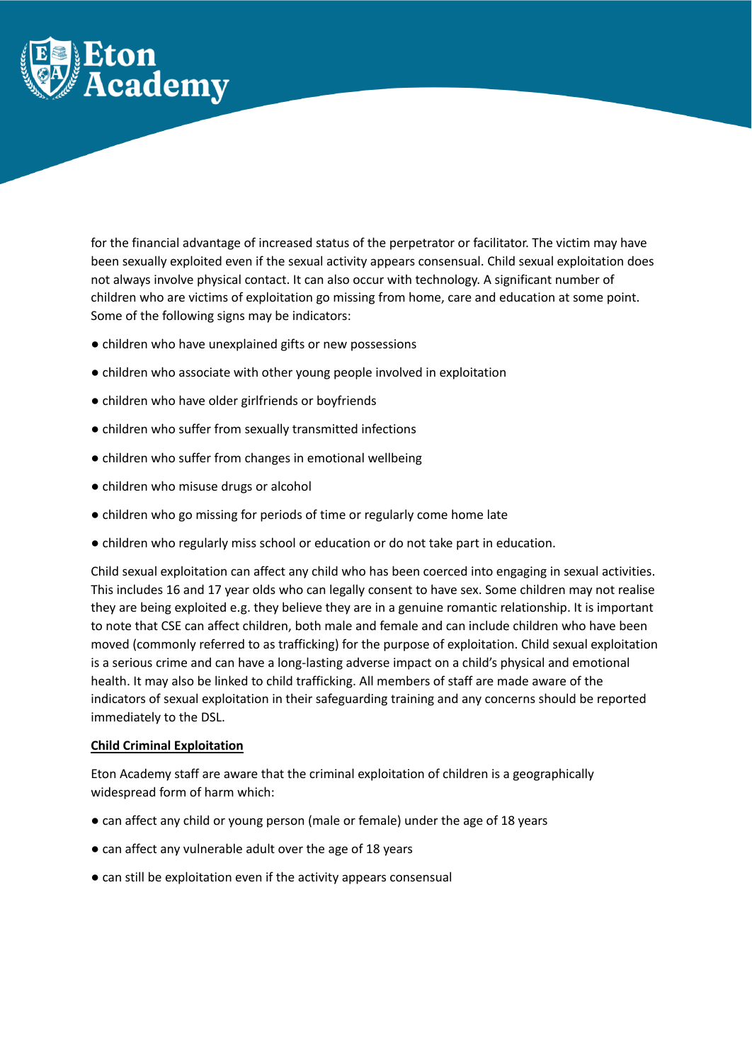for the financial advantage of increased status of the perpetrator or facilitator. The victim may have been sexually exploited even if the sexual activity appears consensual. Child sexual exploitation does not always involve physical contact. It can also occur with technology. A significant number of children who are victims of exploitation go missing from home, care and education at some point. Some of the following signs may be indicators:

- children who have unexplained gifts or new possessions
- children who associate with other young people involved in exploitation
- children who have older girlfriends or boyfriends
- children who suffer from sexually transmitted infections
- children who suffer from changes in emotional wellbeing
- children who misuse drugs or alcohol
- children who go missing for periods of time or regularly come home late
- children who regularly miss school or education or do not take part in education.

Child sexual exploitation can affect any child who has been coerced into engaging in sexual activities. This includes 16 and 17 year olds who can legally consent to have sex. Some children may not realise they are being exploited e.g. they believe they are in a genuine romantic relationship. It is important to note that CSE can affect children, both male and female and can include children who have been moved (commonly referred to as trafficking) for the purpose of exploitation. Child sexual exploitation is a serious crime and can have a long-lasting adverse impact on a child's physical and emotional health. It may also be linked to child trafficking. All members of staff are made aware of the indicators of sexual exploitation in their safeguarding training and any concerns should be reported immediately to the DSL.

**Child Criminal Exploitation**

Eton Academy staff are aware that the criminal exploitation of children is a geographically widespread form of harm which:

- can affect any child or young person (male or female) under the age of 18 years
- can affect any vulnerable adult over the age of 18 years
- can still be exploitation even if the activity appears consensual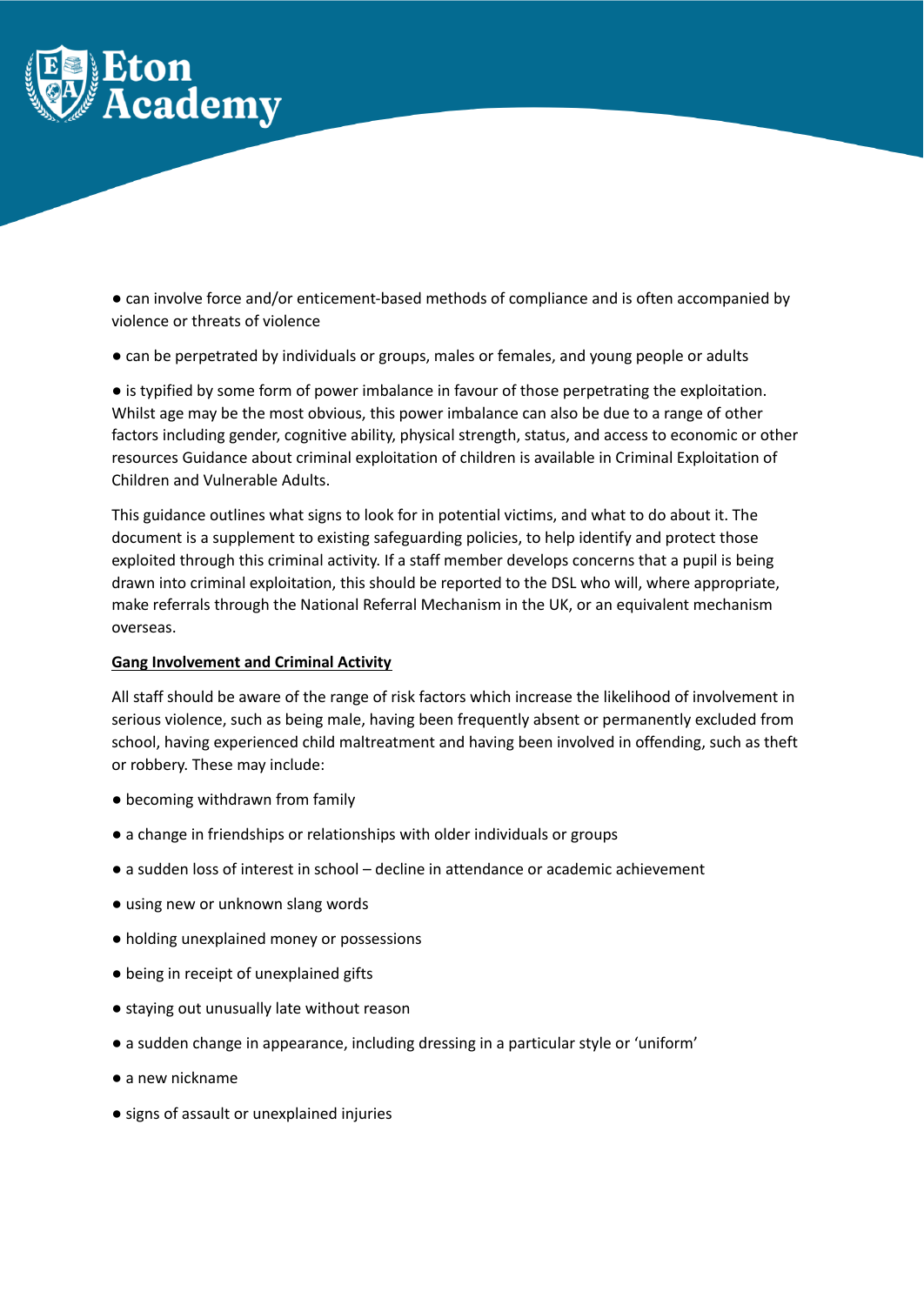- can involve force and/or enticement-based methods of compliance and is often accompanied by violence or threats of violence
- can be perpetrated by individuals or groups, males or females, and young people or adults
- is typified by some form of power imbalance in favour of those perpetrating the exploitation. Whilst age may be the most obvious, this power imbalance can also be due to a range of other factors including gender, cognitive ability, physical strength, status, and access to economic or other resources Guidance about criminal exploitation of children is available in Criminal Exploitation of Children and Vulnerable Adults.

This guidance outlines what signs to look for in potential victims, and what to do about it. The document is a supplement to existing safeguarding policies, to help identify and protect those exploited through this criminal activity. If a staff member develops concerns that a pupil is being drawn into criminal exploitation, this should be reported to the DSL who will, where appropriate, make referrals through the National Referral Mechanism in the UK, or an equivalent mechanism overseas.

**Gang Involvement and Criminal Activity**

All staff should be aware of the range of risk factors which increase the likelihood of involvement in serious violence, such as being male, having been frequently absent or permanently excluded from school, having experienced child maltreatment and having been involved in offending, such as theft or robbery. These may include:

- becoming withdrawn from family
- a change in friendships or relationships with older individuals or groups
- a sudden loss of interest in school – decline in attendance or academic achievement
- using new or unknown slang words
- holding unexplained money or possessions
- being in receipt of unexplained gifts
- staying out unusually late without reason
- a sudden change in appearance, including dressing in a particular style or 'uniform'
- a new nickname
- signs of assault or unexplained injuries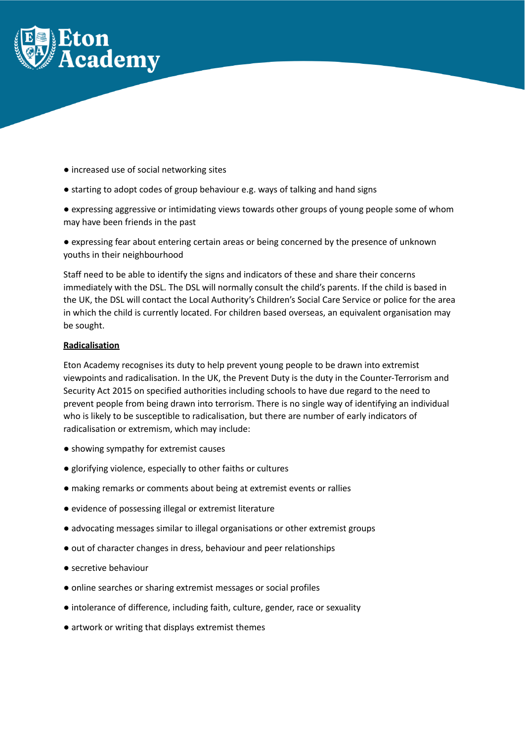- increased use of social networking sites
- starting to adopt codes of group behaviour e.g. ways of talking and hand signs
- expressing aggressive or intimidating views towards other groups of young people some of whom may have been friends in the past
- expressing fear about entering certain areas or being concerned by the presence of unknown youths in their neighbourhood

Staff need to be able to identify the signs and indicators of these and share their concerns immediately with the DSL. The DSL will normally consult the child's parents. If the child is based in the UK, the DSL will contact the Local Authority's Children's Social Care Service or police for the area in which the child is currently located. For children based overseas, an equivalent organisation may be sought.

**Radicalisation**

Eton Academy recognises its duty to help prevent young people to be drawn into extremist viewpoints and radicalisation. In the UK, the Prevent Duty is the duty in the Counter-Terrorism and Security Act 2015 on specified authorities including schools to have due regard to the need to prevent people from being drawn into terrorism. There is no single way of identifying an individual who is likely to be susceptible to radicalisation, but there are number of early indicators of radicalisation or extremism, which may include:

- showing sympathy for extremist causes
- glorifying violence, especially to other faiths or cultures
- making remarks or comments about being at extremist events or rallies
- evidence of possessing illegal or extremist literature
- advocating messages similar to illegal organisations or other extremist groups
- out of character changes in dress, behaviour and peer relationships
- secretive behaviour
- online searches or sharing extremist messages or social profiles
- intolerance of difference, including faith, culture, gender, race or sexuality
- artwork or writing that displays extremist themes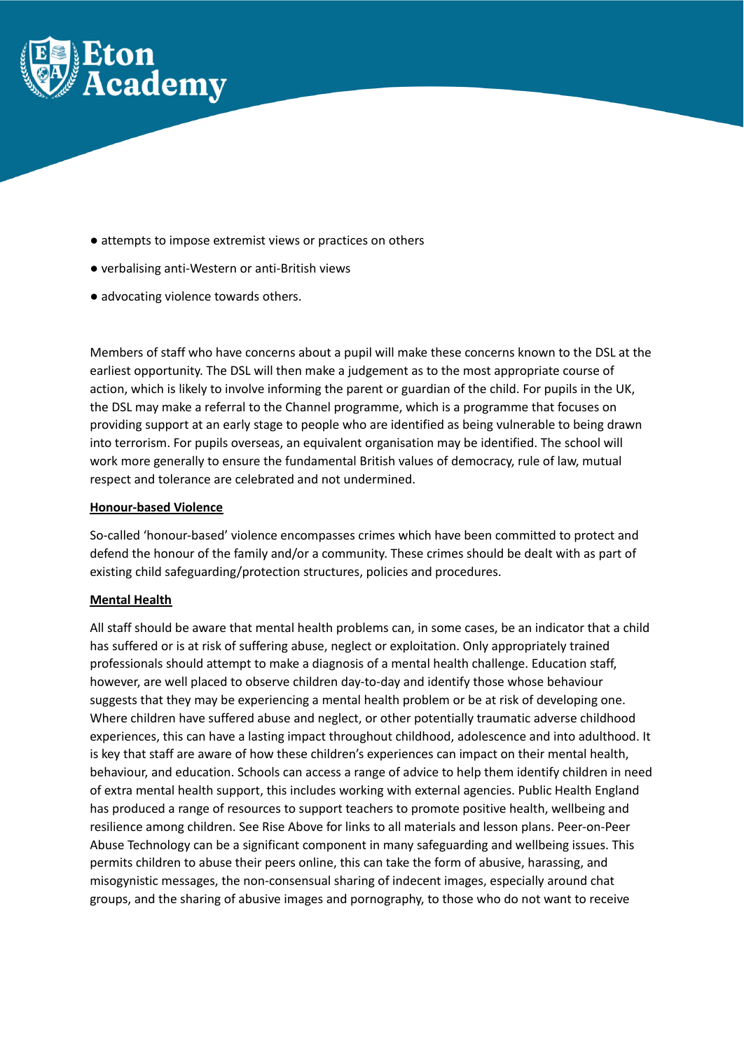- attempts to impose extremist views or practices on others
- verbalising anti-Western or anti-British views
- advocating violence towards others.

Members of staff who have concerns about a pupil will make these concerns known to the DSL at the earliest opportunity. The DSL will then make a judgement as to the most appropriate course of action, which is likely to involve informing the parent or guardian of the child. For pupils in the UK, the DSL may make a referral to the Channel programme, which is a programme that focuses on providing support at an early stage to people who are identified as being vulnerable to being drawn into terrorism. For pupils overseas, an equivalent organisation may be identified. The school will work more generally to ensure the fundamental British values of democracy, rule of law, mutual respect and tolerance are celebrated and not undermined.

**Honour-based Violence**

So-called 'honour-based' violence encompasses crimes which have been committed to protect and defend the honour of the family and/or a community. These crimes should be dealt with as part of existing child safeguarding/protection structures, policies and procedures.

**Mental Health**

All staff should be aware that mental health problems can, in some cases, be an indicator that a child has suffered or is at risk of suffering abuse, neglect or exploitation. Only appropriately trained professionals should attempt to make a diagnosis of a mental health challenge. Education staff, however, are well placed to observe children day-to-day and identify those whose behaviour suggests that they may be experiencing a mental health problem or be at risk of developing one. Where children have suffered abuse and neglect, or other potentially traumatic adverse childhood experiences, this can have a lasting impact throughout childhood, adolescence and into adulthood. It is key that staff are aware of how these children's experiences can impact on their mental health, behaviour, and education. Schools can access a range of advice to help them identify children in need of extra mental health support, this includes working with external agencies. Public Health England has produced a range of resources to support teachers to promote positive health, wellbeing and resilience among children. See Rise Above for links to all materials and lesson plans. Peer-on-Peer Abuse Technology can be a significant component in many safeguarding and wellbeing issues. This permits children to abuse their peers online, this can take the form of abusive, harassing, and misogynistic messages, the non-consensual sharing of indecent images, especially around chat groups, and the sharing of abusive images and pornography, to those who do not want to receive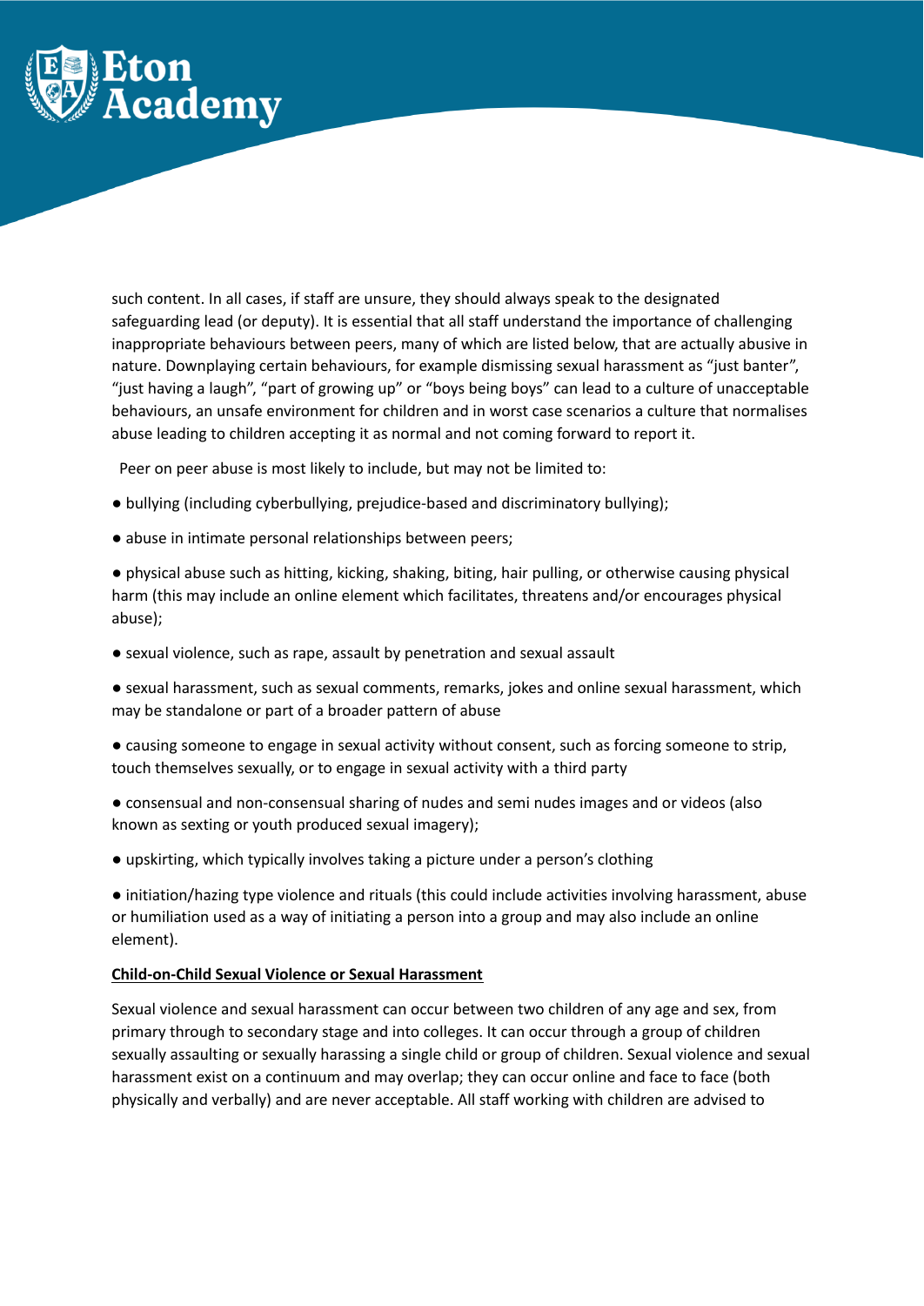such content. In all cases, if staff are unsure, they should always speak to the designated safeguarding lead (or deputy). It is essential that all staff understand the importance of challenging inappropriate behaviours between peers, many of which are listed below, that are actually abusive in nature. Downplaying certain behaviours, for example dismissing sexual harassment as "just banter", "just having a laugh", "part of growing up" or "boys being boys" can lead to a culture of unacceptable behaviours, an unsafe environment for children and in worst case scenarios a culture that normalises abuse leading to children accepting it as normal and not coming forward to report it.

Peer on peer abuse is most likely to include, but may not be limited to:

- bullying (including cyberbullying, prejudice-based and discriminatory bullying);
- abuse in intimate personal relationships between peers;
- physical abuse such as hitting, kicking, shaking, biting, hair pulling, or otherwise causing physical harm (this may include an online element which facilitates, threatens and/or encourages physical abuse);
- sexual violence, such as rape, assault by penetration and sexual assault
- sexual harassment, such as sexual comments, remarks, jokes and online sexual harassment, which may be standalone or part of a broader pattern of abuse
- causing someone to engage in sexual activity without consent, such as forcing someone to strip, touch themselves sexually, or to engage in sexual activity with a third party
- consensual and non-consensual sharing of nudes and semi nudes images and or videos (also known as sexting or youth produced sexual imagery);
- upskirting, which typically involves taking a picture under a person's clothing
- initiation/hazing type violence and rituals (this could include activities involving harassment, abuse or humiliation used as a way of initiating a person into a group and may also include an online element).

**Child-on-Child Sexual Violence or Sexual Harassment**

Sexual violence and sexual harassment can occur between two children of any age and sex, from primary through to secondary stage and into colleges. It can occur through a group of children sexually assaulting or sexually harassing a single child or group of children. Sexual violence and sexual harassment exist on a continuum and may overlap; they can occur online and face to face (both physically and verbally) and are never acceptable. All staff working with children are advised to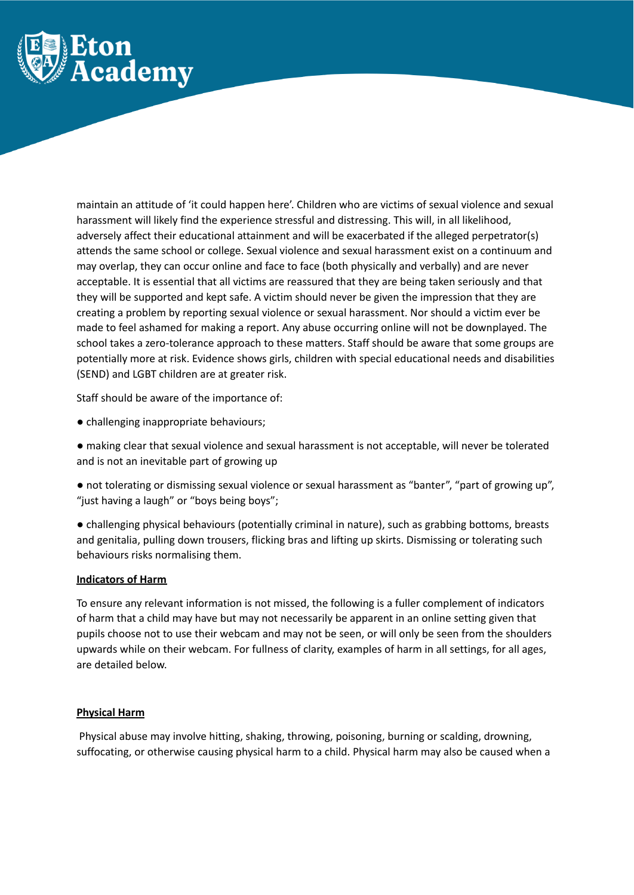maintain an attitude of 'it could happen here'. Children who are victims of sexual violence and sexual harassment will likely find the experience stressful and distressing. This will, in all likelihood, adversely affect their educational attainment and will be exacerbated if the alleged perpetrator(s) attends the same school or college. Sexual violence and sexual harassment exist on a continuum and may overlap, they can occur online and face to face (both physically and verbally) and are never acceptable. It is essential that all victims are reassured that they are being taken seriously and that they will be supported and kept safe. A victim should never be given the impression that they are creating a problem by reporting sexual violence or sexual harassment. Nor should a victim ever be made to feel ashamed for making a report. Any abuse occurring online will not be downplayed. The school takes a zero-tolerance approach to these matters. Staff should be aware that some groups are potentially more at risk. Evidence shows girls, children with special educational needs and disabilities (SEND) and LGBT children are at greater risk.

Staff should be aware of the importance of:

- challenging inappropriate behaviours;
- making clear that sexual violence and sexual harassment is not acceptable, will never be tolerated and is not an inevitable part of growing up
- not tolerating or dismissing sexual violence or sexual harassment as "banter", "part of growing up", "just having a laugh" or "boys being boys";
- challenging physical behaviours (potentially criminal in nature), such as grabbing bottoms, breasts and genitalia, pulling down trousers, flicking bras and lifting up skirts. Dismissing or tolerating such behaviours risks normalising them.

**Indicators of Harm**

To ensure any relevant information is not missed, the following is a fuller complement of indicators of harm that a child may have but may not necessarily be apparent in an online setting given that pupils choose not to use their webcam and may not be seen, or will only be seen from the shoulders upwards while on their webcam. For fullness of clarity, examples of harm in all settings, for all ages, are detailed below.

**Physical Harm**

Physical abuse may involve hitting, shaking, throwing, poisoning, burning or scalding, drowning, suffocating, or otherwise causing physical harm to a child. Physical harm may also be caused when a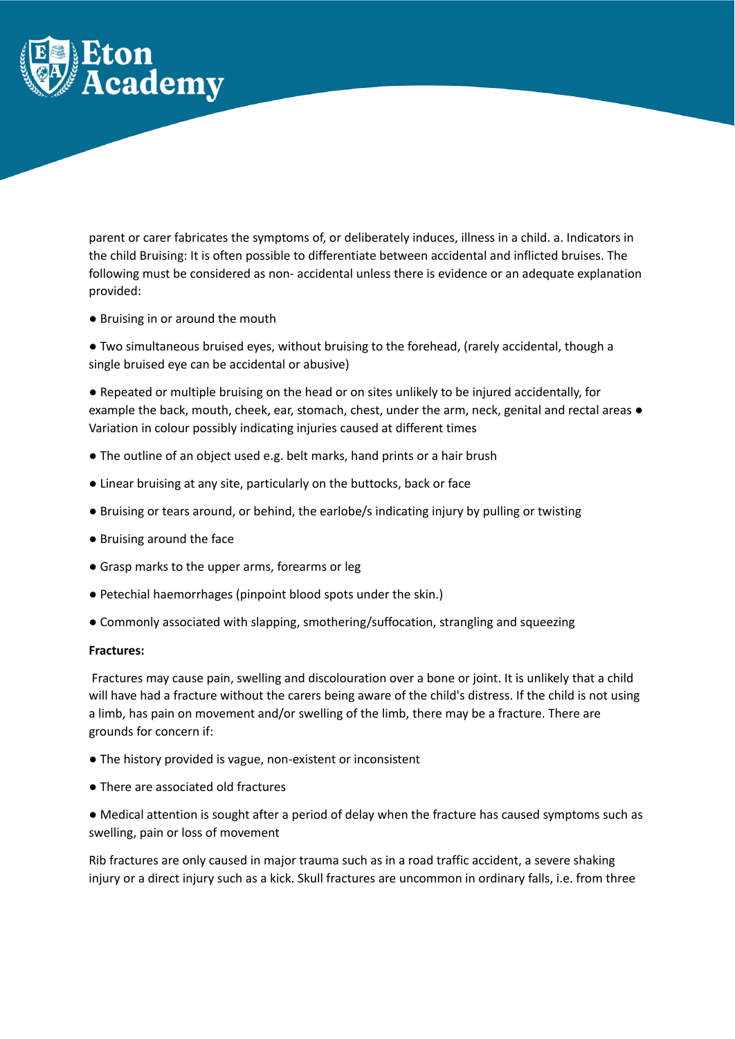parent or carer fabricates the symptoms of, or deliberately induces, illness in a child. a. Indicators in the child Bruising: It is often possible to differentiate between accidental and inflicted bruises. The following must be considered as non- accidental unless there is evidence or an adequate explanation provided:

- Bruising in or around the mouth
- Two simultaneous bruised eyes, without bruising to the forehead, (rarely accidental, though a single bruised eye can be accidental or abusive)
- Repeated or multiple bruising on the head or on sites unlikely to be injured accidentally, for example the back, mouth, cheek, ear, stomach, chest, under the arm, neck, genital and rectal areas
- Variation in colour possibly indicating injuries caused at different times
- The outline of an object used e.g. belt marks, hand prints or a hair brush
- Linear bruising at any site, particularly on the buttocks, back or face
- Bruising or tears around, or behind, the earlobe/s indicating injury by pulling or twisting
- Bruising around the face
- Grasp marks to the upper arms, forearms or leg
- Petechial haemorrhages (pinpoint blood spots under the skin.)
- Commonly associated with slapping, smothering/suffocation, strangling and squeezing

**Fractures:**

Fractures may cause pain, swelling and discolouration over a bone or joint. It is unlikely that a child will have had a fracture without the carers being aware of the child's distress. If the child is not using a limb, has pain on movement and/or swelling of the limb, there may be a fracture. There are grounds for concern if:

- The history provided is vague, non-existent or inconsistent
- There are associated old fractures
- Medical attention is sought after a period of delay when the fracture has caused symptoms such as swelling, pain or loss of movement

Rib fractures are only caused in major trauma such as in a road traffic accident, a severe shaking injury or a direct injury such as a kick. Skull fractures are uncommon in ordinary falls, i.e. from three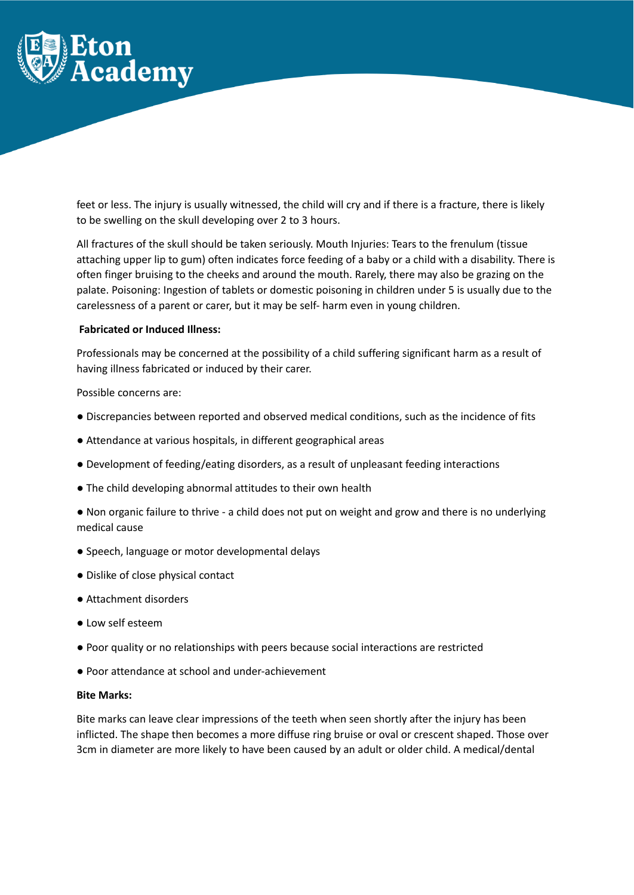feet or less. The injury is usually witnessed, the child will cry and if there is a fracture, there is likely to be swelling on the skull developing over 2 to 3 hours.

All fractures of the skull should be taken seriously. Mouth Injuries: Tears to the frenulum (tissue attaching upper lip to gum) often indicates force feeding of a baby or a child with a disability. There is often finger bruising to the cheeks and around the mouth. Rarely, there may also be grazing on the palate. Poisoning: Ingestion of tablets or domestic poisoning in children under 5 is usually due to the carelessness of a parent or carer, but it may be self- harm even in young children.

**Fabricated or Induced Illness:**

Professionals may be concerned at the possibility of a child suffering significant harm as a result of having illness fabricated or induced by their carer.

Possible concerns are:

- Discrepancies between reported and observed medical conditions, such as the incidence of fits
- Attendance at various hospitals, in different geographical areas
- Development of feeding/eating disorders, as a result of unpleasant feeding interactions
- The child developing abnormal attitudes to their own health
- Non organic failure to thrive - a child does not put on weight and grow and there is no underlying medical cause
- Speech, language or motor developmental delays
- Dislike of close physical contact
- Attachment disorders
- Low self esteem
- Poor quality or no relationships with peers because social interactions are restricted
- Poor attendance at school and under-achievement

**Bite Marks:**

Bite marks can leave clear impressions of the teeth when seen shortly after the injury has been inflicted. The shape then becomes a more diffuse ring bruise or oval or crescent shaped. Those over 3cm in diameter are more likely to have been caused by an adult or older child. A medical/dental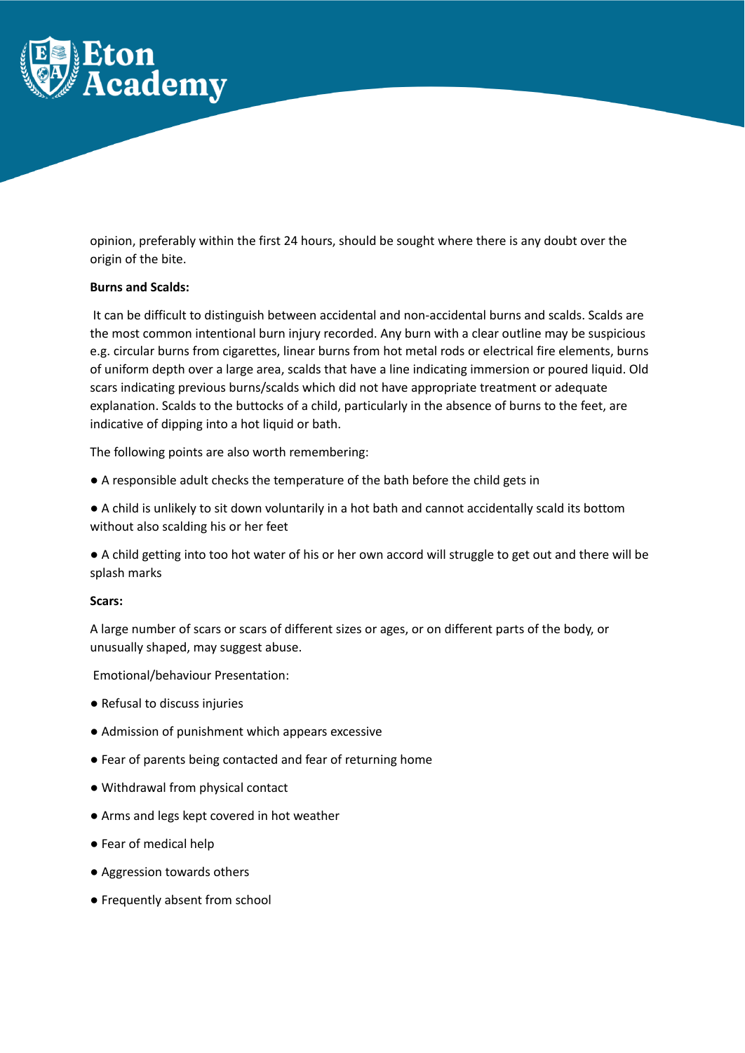opinion, preferably within the first 24 hours, should be sought where there is any doubt over the origin of the bite.

**Burns and Scalds:**

It can be difficult to distinguish between accidental and non-accidental burns and scalds. Scalds are the most common intentional burn injury recorded. Any burn with a clear outline may be suspicious e.g. circular burns from cigarettes, linear burns from hot metal rods or electrical fire elements, burns of uniform depth over a large area, scalds that have a line indicating immersion or poured liquid. Old scars indicating previous burns/scalds which did not have appropriate treatment or adequate explanation. Scalds to the buttocks of a child, particularly in the absence of burns to the feet, are indicative of dipping into a hot liquid or bath.

The following points are also worth remembering:

- A responsible adult checks the temperature of the bath before the child gets in
- A child is unlikely to sit down voluntarily in a hot bath and cannot accidentally scald its bottom without also scalding his or her feet
- A child getting into too hot water of his or her own accord will struggle to get out and there will be splash marks

**Scars:**

A large number of scars or scars of different sizes or ages, or on different parts of the body, or unusually shaped, may suggest abuse.

Emotional/behaviour Presentation:

- Refusal to discuss injuries
- Admission of punishment which appears excessive
- Fear of parents being contacted and fear of returning home
- Withdrawal from physical contact
- Arms and legs kept covered in hot weather
- Fear of medical help
- Aggression towards others
- Frequently absent from school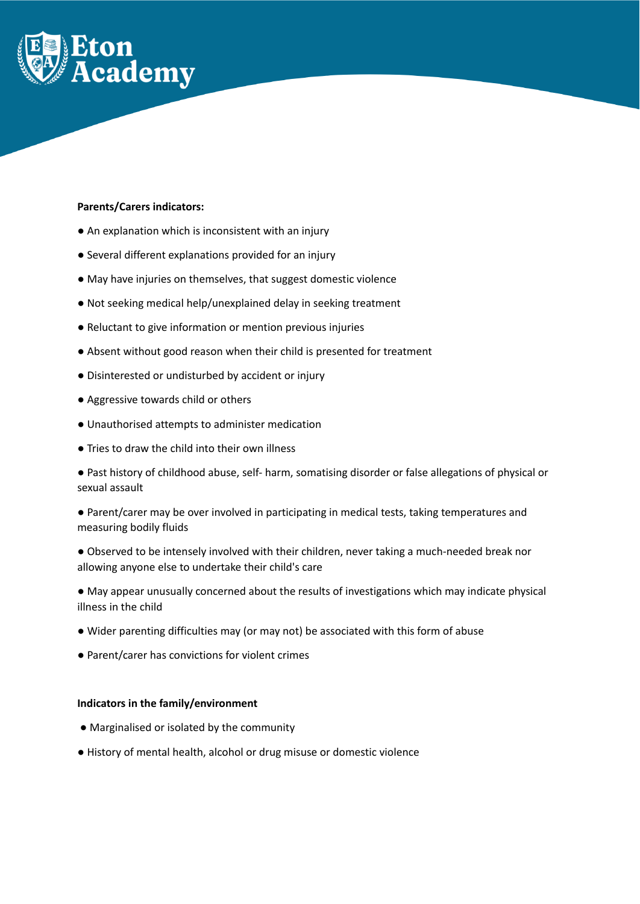**Parents/Carers indicators:**

- An explanation which is inconsistent with an injury
- Several different explanations provided for an injury
- May have injuries on themselves, that suggest domestic violence
- Not seeking medical help/unexplained delay in seeking treatment
- Reluctant to give information or mention previous injuries
- Absent without good reason when their child is presented for treatment
- Disinterested or undisturbed by accident or injury
- Aggressive towards child or others
- Unauthorised attempts to administer medication
- Tries to draw the child into their own illness
- Past history of childhood abuse, self- harm, somatising disorder or false allegations of physical or sexual assault
- Parent/carer may be over involved in participating in medical tests, taking temperatures and measuring bodily fluids
- Observed to be intensely involved with their children, never taking a much-needed break nor allowing anyone else to undertake their child's care
- May appear unusually concerned about the results of investigations which may indicate physical illness in the child
- Wider parenting difficulties may (or may not) be associated with this form of abuse
- Parent/carer has convictions for violent crimes

**Indicators in the family/environment**

- Marginalised or isolated by the community
- History of mental health, alcohol or drug misuse or domestic violence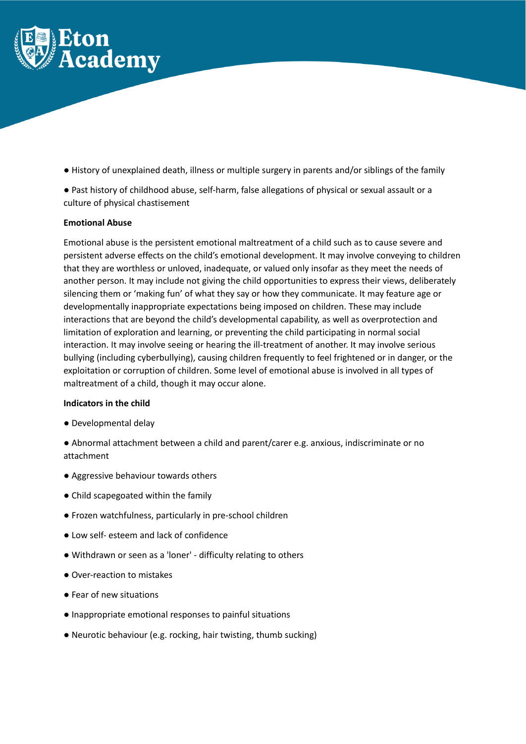- History of unexplained death, illness or multiple surgery in parents and/or siblings of the family
- Past history of childhood abuse, self-harm, false allegations of physical or sexual assault or a culture of physical chastisement

**Emotional Abuse**

Emotional abuse is the persistent emotional maltreatment of a child such as to cause severe and persistent adverse effects on the child's emotional development. It may involve conveying to children that they are worthless or unloved, inadequate, or valued only insofar as they meet the needs of another person. It may include not giving the child opportunities to express their views, deliberately silencing them or 'making fun' of what they say or how they communicate. It may feature age or developmentally inappropriate expectations being imposed on children. These may include interactions that are beyond the child's developmental capability, as well as overprotection and limitation of exploration and learning, or preventing the child participating in normal social interaction. It may involve seeing or hearing the ill-treatment of another. It may involve serious bullying (including cyberbullying), causing children frequently to feel frightened or in danger, or the exploitation or corruption of children. Some level of emotional abuse is involved in all types of maltreatment of a child, though it may occur alone.

**Indicators in the child**

- Developmental delay
- Abnormal attachment between a child and parent/carer e.g. anxious, indiscriminate or no attachment
- Aggressive behaviour towards others
- Child scapegoated within the family
- Frozen watchfulness, particularly in pre-school children
- Low self- esteem and lack of confidence
- Withdrawn or seen as a 'loner' - difficulty relating to others
- Over-reaction to mistakes
- Fear of new situations
- Inappropriate emotional responses to painful situations
- Neurotic behaviour (e.g. rocking, hair twisting, thumb sucking)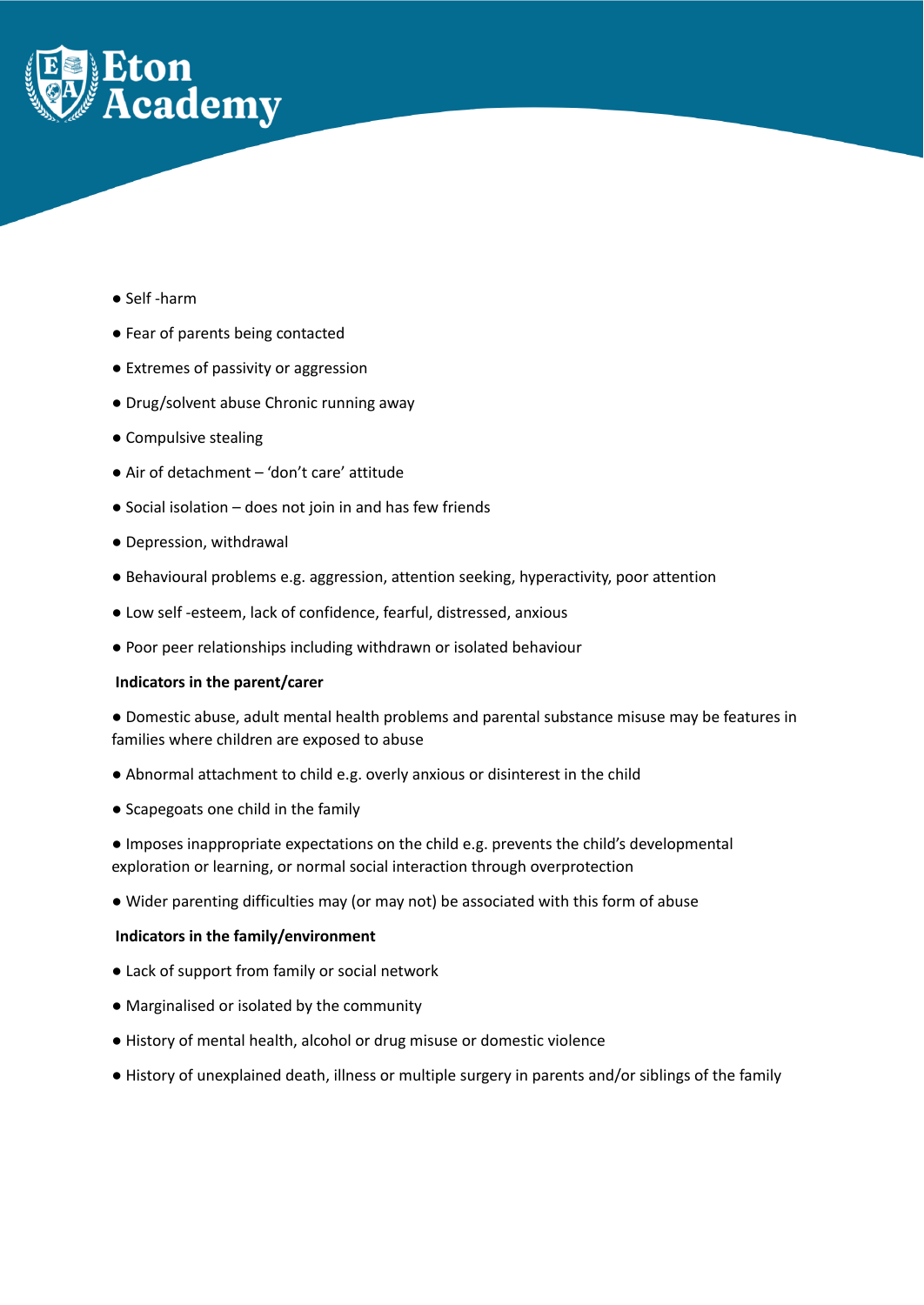- Self -harm
- Fear of parents being contacted
- Extremes of passivity or aggression
- Drug/solvent abuse Chronic running away
- Compulsive stealing
- Air of detachment – 'don't care' attitude
- Social isolation – does not join in and has few friends
- Depression, withdrawal
- Behavioural problems e.g. aggression, attention seeking, hyperactivity, poor attention
- Low self -esteem, lack of confidence, fearful, distressed, anxious
- Poor peer relationships including withdrawn or isolated behaviour

**Indicators in the parent/carer**

- Domestic abuse, adult mental health problems and parental substance misuse may be features in families where children are exposed to abuse
- Abnormal attachment to child e.g. overly anxious or disinterest in the child
- Scapegoats one child in the family
- Imposes inappropriate expectations on the child e.g. prevents the child's developmental exploration or learning, or normal social interaction through overprotection
- Wider parenting difficulties may (or may not) be associated with this form of abuse

**Indicators in the family/environment**

- Lack of support from family or social network
- Marginalised or isolated by the community
- History of mental health, alcohol or drug misuse or domestic violence
- History of unexplained death, illness or multiple surgery in parents and/or siblings of the family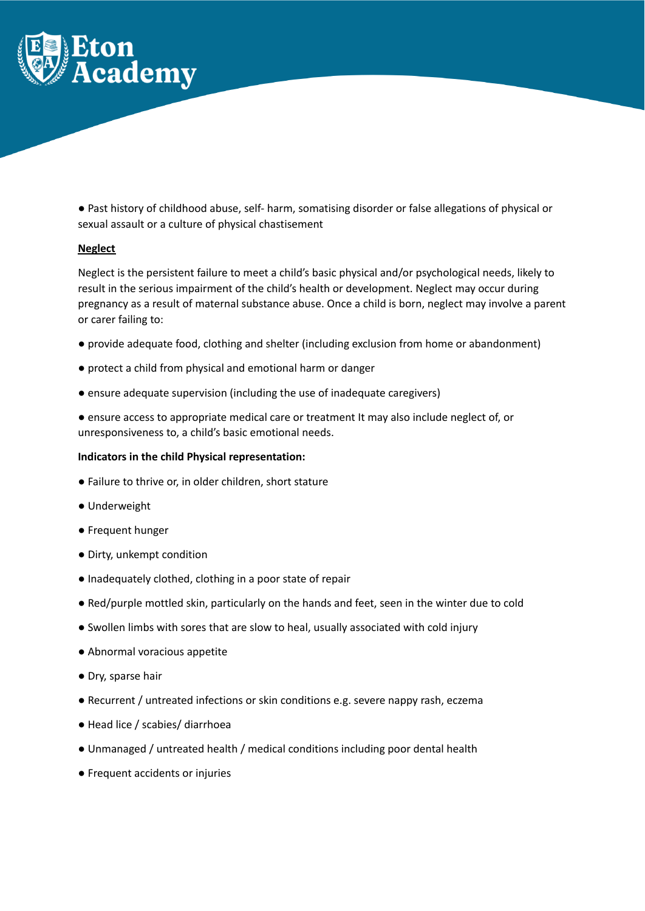- Past history of childhood abuse, self- harm, somatising disorder or false allegations of physical or sexual assault or a culture of physical chastisement

<u>**Neglect**</u>

Neglect is the persistent failure to meet a child's basic physical and/or psychological needs, likely to result in the serious impairment of the child's health or development. Neglect may occur during pregnancy as a result of maternal substance abuse. Once a child is born, neglect may involve a parent or carer failing to:

- provide adequate food, clothing and shelter (including exclusion from home or abandonment)
- protect a child from physical and emotional harm or danger
- ensure adequate supervision (including the use of inadequate caregivers)
- ensure access to appropriate medical care or treatment It may also include neglect of, or unresponsiveness to, a child's basic emotional needs.

**Indicators in the child Physical representation:**

- Failure to thrive or, in older children, short stature
- Underweight
- Frequent hunger
- Dirty, unkempt condition
- Inadequately clothed, clothing in a poor state of repair
- Red/purple mottled skin, particularly on the hands and feet, seen in the winter due to cold
- Swollen limbs with sores that are slow to heal, usually associated with cold injury
- Abnormal voracious appetite
- Dry, sparse hair
- Recurrent / untreated infections or skin conditions e.g. severe nappy rash, eczema
- Head lice / scabies/ diarrhoea
- Unmanaged / untreated health / medical conditions including poor dental health
- Frequent accidents or injuries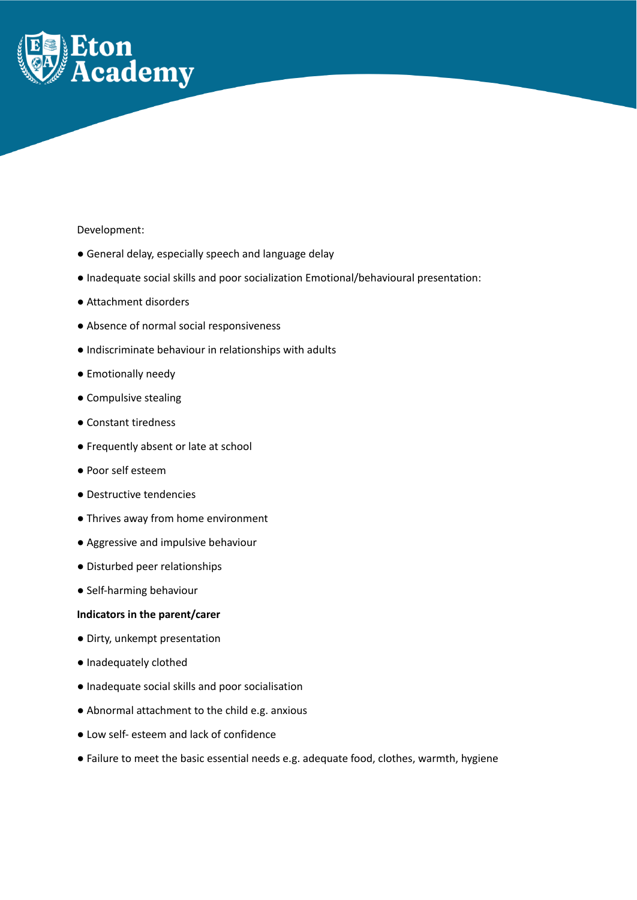Development:

- General delay, especially speech and language delay
- Inadequate social skills and poor socialization Emotional/behavioural presentation:
- Attachment disorders
- Absence of normal social responsiveness
- Indiscriminate behaviour in relationships with adults
- Emotionally needy
- Compulsive stealing
- Constant tiredness
- Frequently absent or late at school
- Poor self esteem
- Destructive tendencies
- Thrives away from home environment
- Aggressive and impulsive behaviour
- Disturbed peer relationships
- Self-harming behaviour

**Indicators in the parent/carer**

- Dirty, unkempt presentation
- Inadequately clothed
- Inadequate social skills and poor socialisation
- Abnormal attachment to the child e.g. anxious
- Low self- esteem and lack of confidence
- Failure to meet the basic essential needs e.g. adequate food, clothes, warmth, hygiene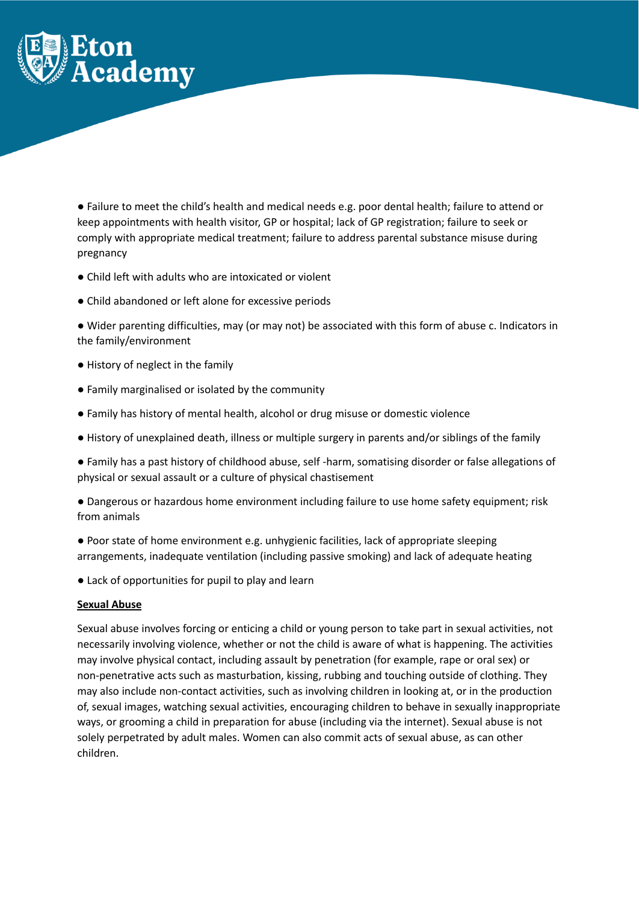- Failure to meet the child's health and medical needs e.g. poor dental health; failure to attend or keep appointments with health visitor, GP or hospital; lack of GP registration; failure to seek or comply with appropriate medical treatment; failure to address parental substance misuse during pregnancy

- Child left with adults who are intoxicated or violent

- Child abandoned or left alone for excessive periods

- Wider parenting difficulties, may (or may not) be associated with this form of abuse c. Indicators in the family/environment

- History of neglect in the family

- Family marginalised or isolated by the community

- Family has history of mental health, alcohol or drug misuse or domestic violence

- History of unexplained death, illness or multiple surgery in parents and/or siblings of the family

- Family has a past history of childhood abuse, self -harm, somatising disorder or false allegations of physical or sexual assault or a culture of physical chastisement

- Dangerous or hazardous home environment including failure to use home safety equipment; risk from animals

- Poor state of home environment e.g. unhygienic facilities, lack of appropriate sleeping arrangements, inadequate ventilation (including passive smoking) and lack of adequate heating

- Lack of opportunities for pupil to play and learn

**<u>Sexual Abuse</u>**

Sexual abuse involves forcing or enticing a child or young person to take part in sexual activities, not necessarily involving violence, whether or not the child is aware of what is happening. The activities may involve physical contact, including assault by penetration (for example, rape or oral sex) or non-penetrative acts such as masturbation, kissing, rubbing and touching outside of clothing. They may also include non-contact activities, such as involving children in looking at, or in the production of, sexual images, watching sexual activities, encouraging children to behave in sexually inappropriate ways, or grooming a child in preparation for abuse (including via the internet). Sexual abuse is not solely perpetrated by adult males. Women can also commit acts of sexual abuse, as can other children.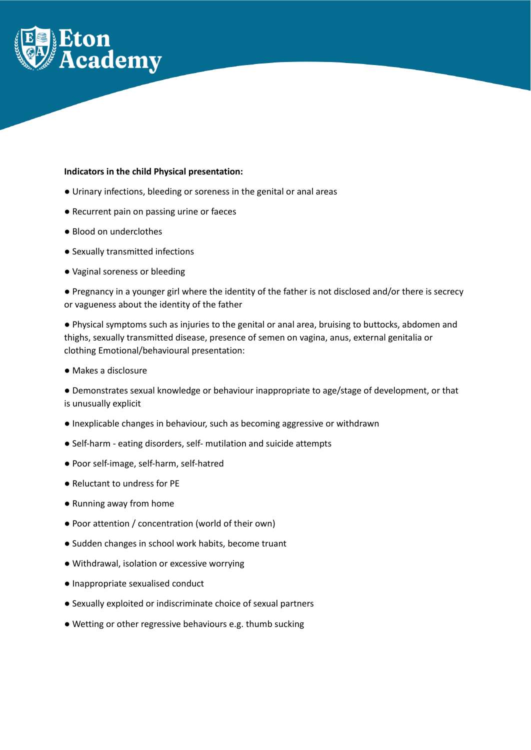**Indicators in the child Physical presentation:**

- Urinary infections, bleeding or soreness in the genital or anal areas
- Recurrent pain on passing urine or faeces
- Blood on underclothes
- Sexually transmitted infections
- Vaginal soreness or bleeding
- Pregnancy in a younger girl where the identity of the father is not disclosed and/or there is secrecy or vagueness about the identity of the father
- Physical symptoms such as injuries to the genital or anal area, bruising to buttocks, abdomen and thighs, sexually transmitted disease, presence of semen on vagina, anus, external genitalia or clothing Emotional/behavioural presentation:
- Makes a disclosure
- Demonstrates sexual knowledge or behaviour inappropriate to age/stage of development, or that is unusually explicit
- Inexplicable changes in behaviour, such as becoming aggressive or withdrawn
- Self-harm - eating disorders, self- mutilation and suicide attempts
- Poor self-image, self-harm, self-hatred
- Reluctant to undress for PE
- Running away from home
- Poor attention / concentration (world of their own)
- Sudden changes in school work habits, become truant
- Withdrawal, isolation or excessive worrying
- Inappropriate sexualised conduct
- Sexually exploited or indiscriminate choice of sexual partners
- Wetting or other regressive behaviours e.g. thumb sucking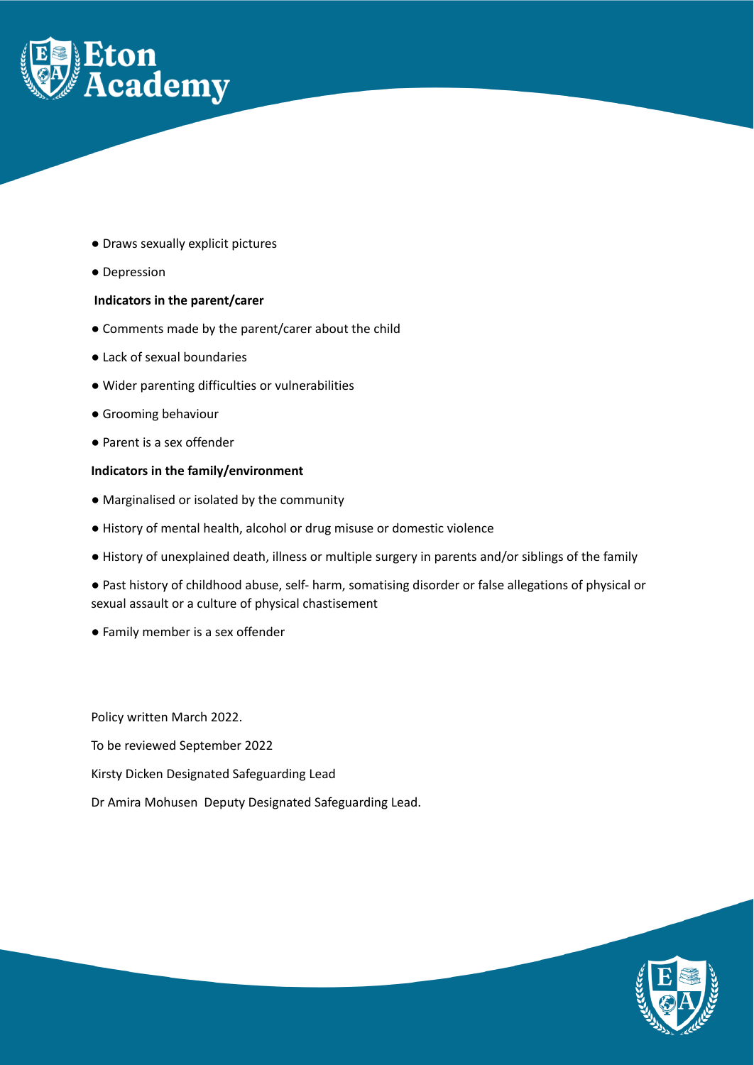- Draws sexually explicit pictures
- Depression

**Indicators in the parent/carer**

- Comments made by the parent/carer about the child
- Lack of sexual boundaries
- Wider parenting difficulties or vulnerabilities
- Grooming behaviour
- Parent is a sex offender

**Indicators in the family/environment**

- Marginalised or isolated by the community
- History of mental health, alcohol or drug misuse or domestic violence
- History of unexplained death, illness or multiple surgery in parents and/or siblings of the family
- Past history of childhood abuse, self- harm, somatising disorder or false allegations of physical or sexual assault or a culture of physical chastisement
- Family member is a sex offender

Policy written March 2022.

To be reviewed September 2022

Kirsty Dicken Designated Safeguarding Lead

Dr Amira Mohusen Deputy Designated Safeguarding Lead.